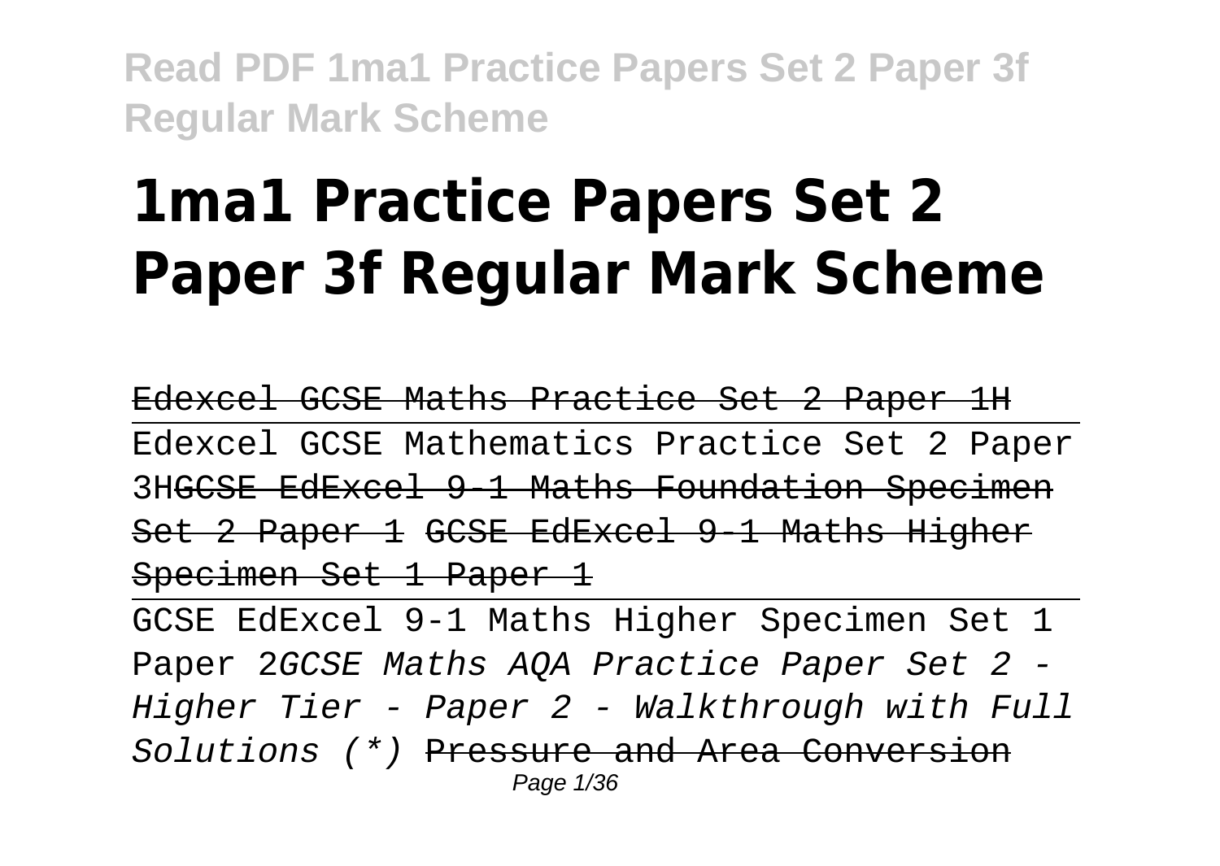# 1ma1 Practice Papers Set 2 Paper 3f Regular Mark Scheme

Edexcel GCSE Maths Practice Set 2 Paper 1H

Edexcel GCSE Mathematics Practice Set 2 Paper 3HGCSE EdExcel 9-1 Maths Foundation Specimen Set 2 Paper 1 GCSE EdExcel 9-1 Maths Higher Specimen Set 1 Paper 1

GCSE EdExcel 9-1 Maths Higher Specimen Set 1 Paper 2*GCSE Maths AQA Practice Paper Set 2 - Higher Tier - Paper 2 - Walkthrough with Full Solutions (*)* Pressure and Area Conversion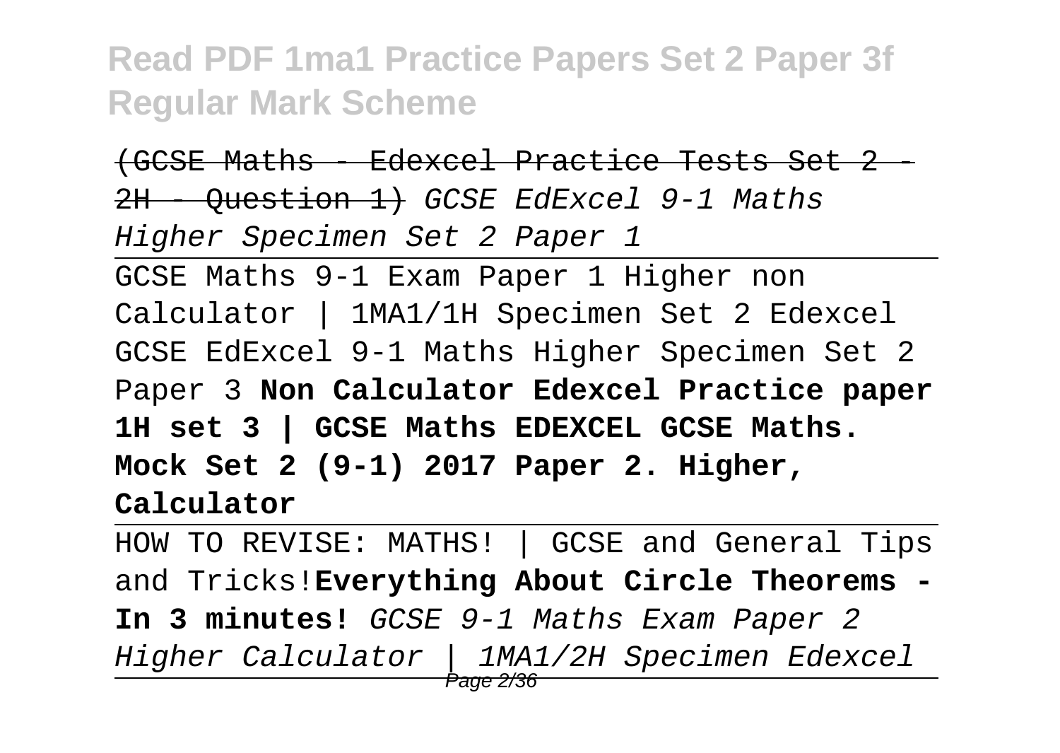~~(GCSE Maths - Edexcel Practice Tests Set 2 - 2H - Question 1)~~ *GCSE EdExcel 9-1 Maths Higher Specimen Set 2 Paper 1*

GCSE Maths 9-1 Exam Paper 1 Higher non Calculator | 1MA1/1H Specimen Set 2 Edexcel GCSE EdExcel 9-1 Maths Higher Specimen Set 2 Paper 3 **Non Calculator Edexcel Practice paper 1H set 3 | GCSE Maths EDEXCEL GCSE Maths. Mock Set 2 (9-1) 2017 Paper 2. Higher, Calculator**

HOW TO REVISE: MATHS! | GCSE and General Tips and Tricks!**Everything About Circle Theorems - In 3 minutes!** *GCSE 9-1 Maths Exam Paper 2 Higher Calculator | 1MA1/2H Specimen Edexcel*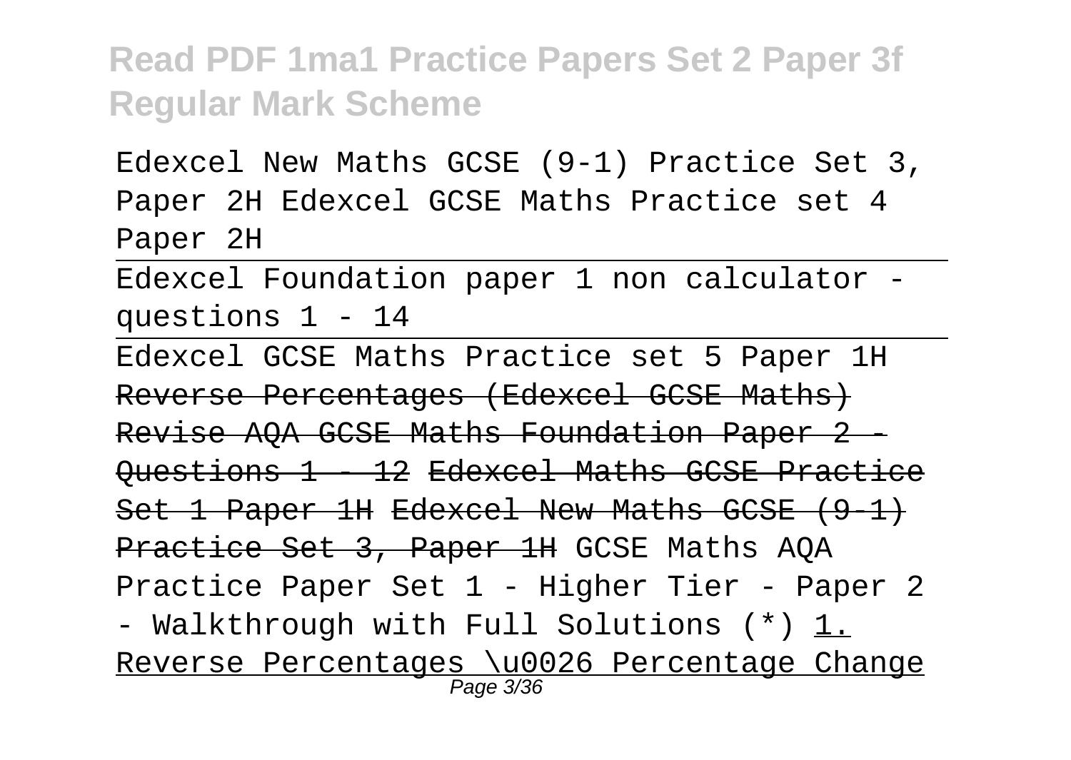Edexcel New Maths GCSE (9-1) Practice Set 3, Paper 2H Edexcel GCSE Maths Practice set 4 Paper 2H

Edexcel Foundation paper 1 non calculator - questions 1 - 14

Edexcel GCSE Maths Practice set 5 Paper 1H

~~Reverse Percentages (Edexcel GCSE Maths)~~ ~~Revise AQA GCSE Maths Foundation Paper 2 - Questions 1 - 12~~ ~~Edexcel Maths GCSE Practice Set 1 Paper 1H~~ ~~Edexcel New Maths GCSE (9-1) Practice Set 3, Paper 1H~~ GCSE Maths AQA Practice Paper Set 1 - Higher Tier - Paper 2 - Walkthrough with Full Solutions (*) 1. Reverse Percentages \u0026 Percentage Change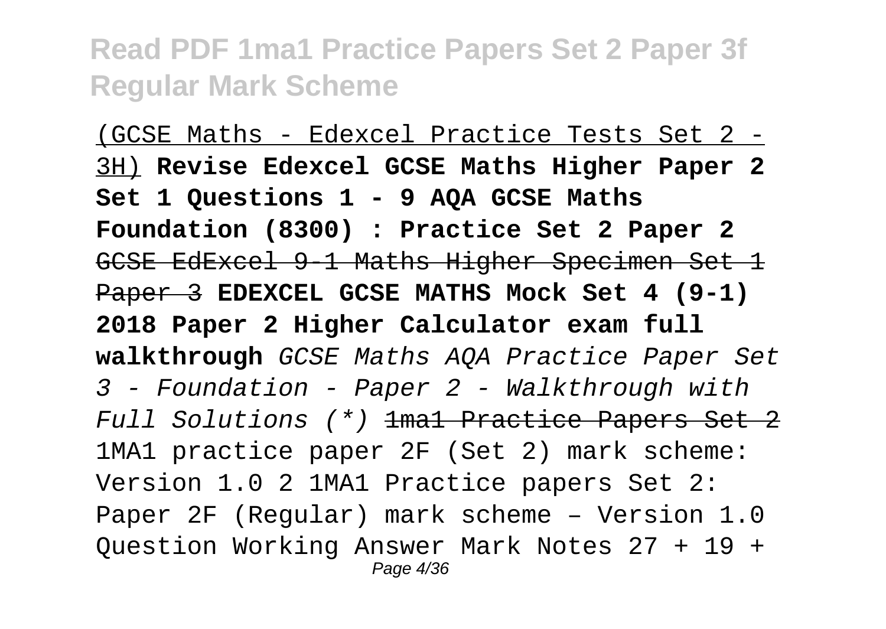(GCSE Maths - Edexcel Practice Tests Set 2 - 3H) **Revise Edexcel GCSE Maths Higher Paper 2 Set 1 Questions 1 - 9 AQA GCSE Maths Foundation (8300) : Practice Set 2 Paper 2** ~~GCSE EdExcel 9-1 Maths Higher Specimen Set 1 Paper 3~~ **EDEXCEL GCSE MATHS Mock Set 4 (9-1) 2018 Paper 2 Higher Calculator exam full walkthrough** *GCSE Maths AQA Practice Paper Set 3 - Foundation - Paper 2 - Walkthrough with Full Solutions (*)* ~~1ma1 Practice Papers Set 2~~ 1MA1 practice paper 2F (Set 2) mark scheme: Version 1.0 2 1MA1 Practice papers Set 2: Paper 2F (Regular) mark scheme – Version 1.0 Question Working Answer Mark Notes 27 + 19 +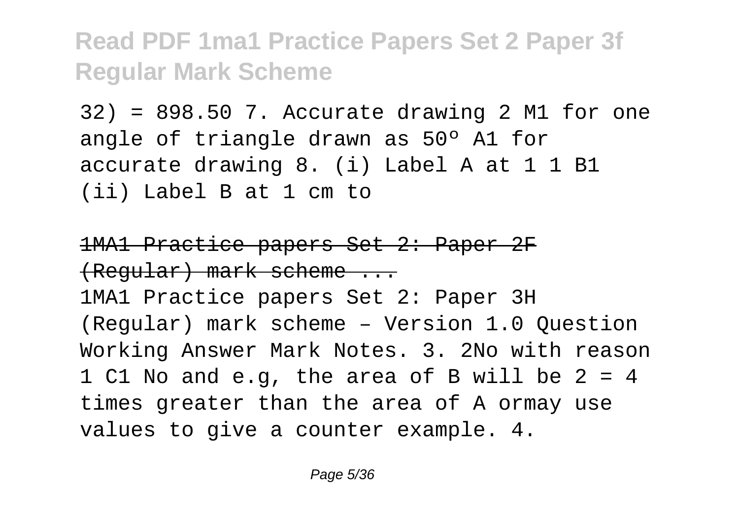32) = 898.50 7. Accurate drawing 2 M1 for one angle of triangle drawn as 50º A1 for accurate drawing 8. (i) Label A at 1 1 B1 (ii) Label B at 1 cm to

~~1MA1 Practice papers Set 2: Paper 2F (Regular) mark scheme ...~~

1MA1 Practice papers Set 2: Paper 3H (Regular) mark scheme – Version 1.0 Question Working Answer Mark Notes. 3. 2No with reason 1 C1 No and e.g, the area of B will be 2 = 4 times greater than the area of A ormay use values to give a counter example. 4.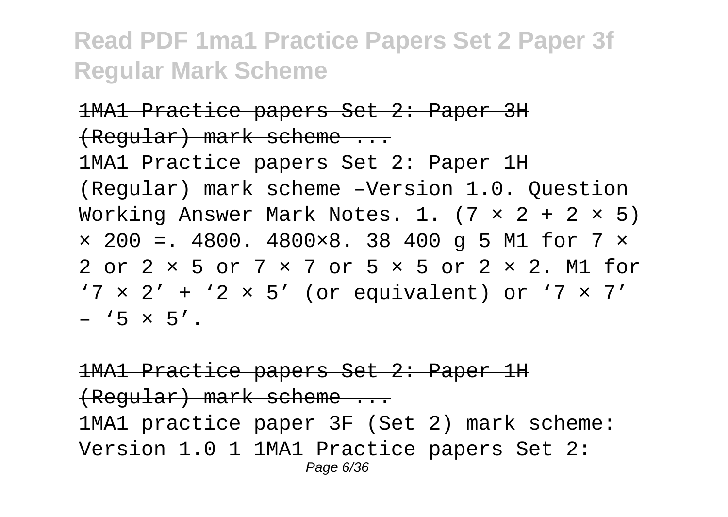1MA1 Practice papers Set 2: Paper 3H (Regular) mark scheme ...

1MA1 Practice papers Set 2: Paper 1H (Regular) mark scheme –Version 1.0. Question Working Answer Mark Notes. 1. $(7 \times 2 + 2 \times 5) \times 200 =$. 4800. $4800 \times 8$. 38 400 g 5 M1 for $7 \times 2$ or $2 \times 5$ or $7 \times 7$ or $5 \times 5$ or $2 \times 2$. M1 for '$7 \times 2$' + '$2 \times 5$' (or equivalent) or '$7 \times 7$' – '$5 \times 5$'.

1MA1 Practice papers Set 2: Paper 1H (Regular) mark scheme ...

1MA1 practice paper 3F (Set 2) mark scheme: Version 1.0 1 1MA1 Practice papers Set 2: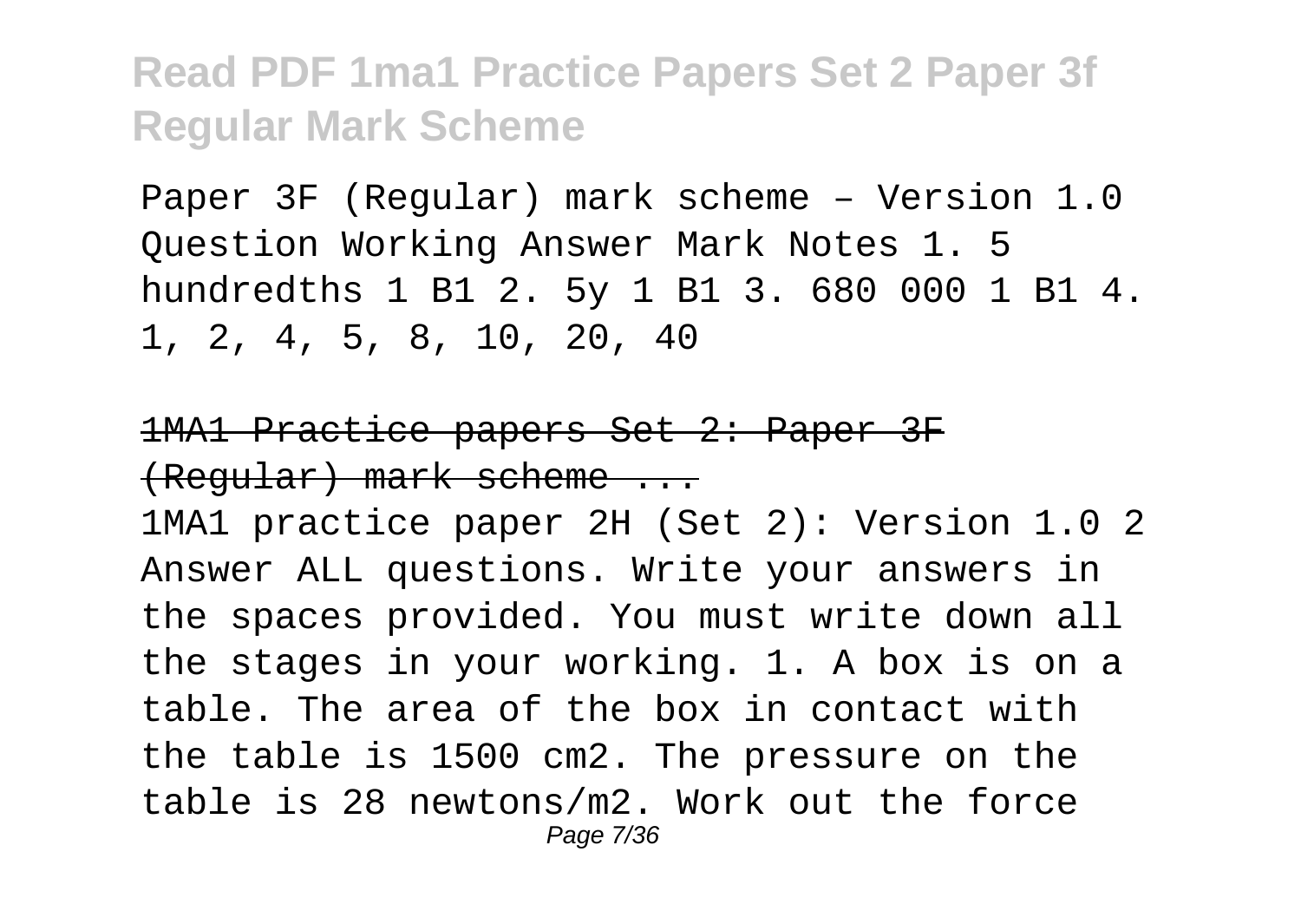Paper 3F (Regular) mark scheme – Version 1.0 Question Working Answer Mark Notes 1. 5 hundredths 1 B1 2. 5y 1 B1 3. 680 000 1 B1 4. 1, 2, 4, 5, 8, 10, 20, 40

## ~~1MA1 Practice papers Set 2: Paper 3F (Regular) mark scheme ...~~

1MA1 practice paper 2H (Set 2): Version 1.0 2 Answer ALL questions. Write your answers in the spaces provided. You must write down all the stages in your working. 1. A box is on a table. The area of the box in contact with the table is 1500 cm2. The pressure on the table is 28 newtons/m2. Work out the force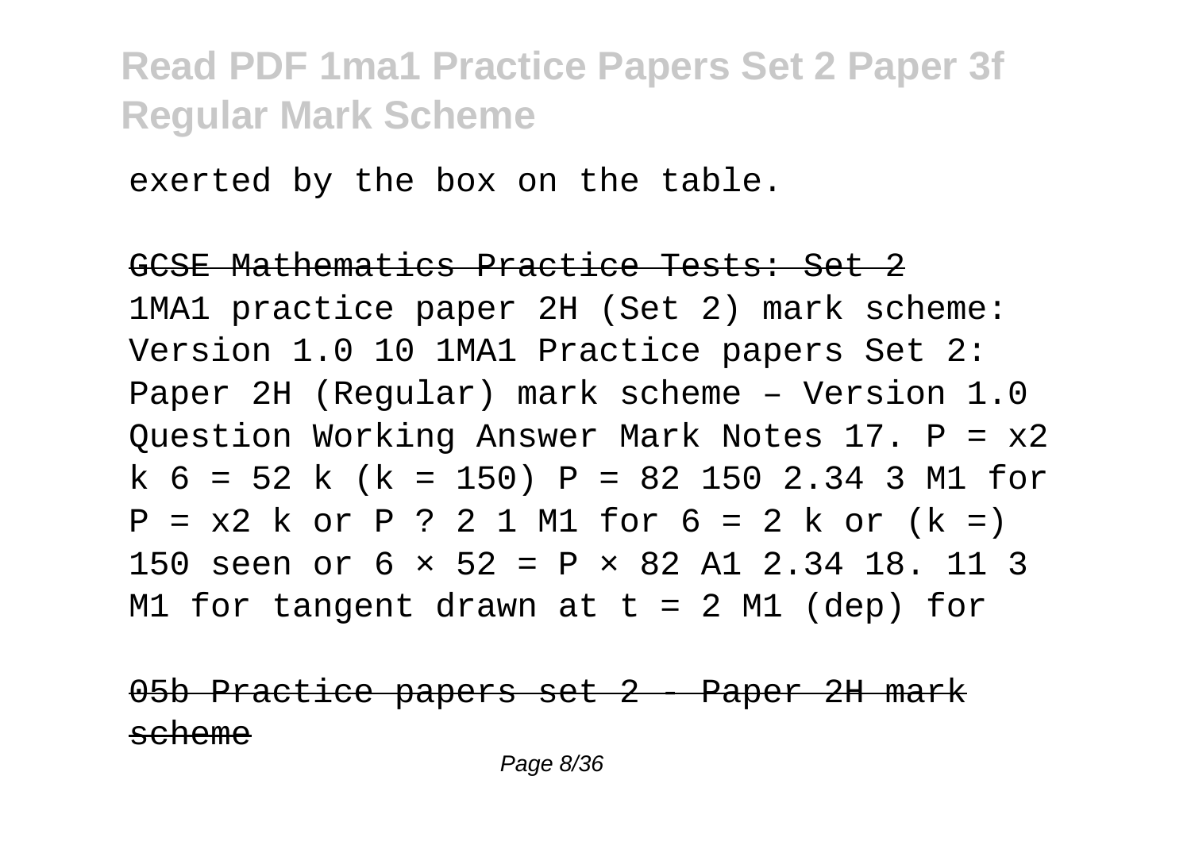exerted by the box on the table.

GCSE Mathematics Practice Tests: Set 2

1MA1 practice paper 2H (Set 2) mark scheme: Version 1.0 10 1MA1 Practice papers Set 2: Paper 2H (Regular) mark scheme – Version 1.0 Question Working Answer Mark Notes 17. P = x2 k 6 = 52 k (k = 150) P = 82 150 2.34 3 M1 for P = x2 k or P ? 2 1 M1 for 6 = 2 k or (k =) 150 seen or 6 × 52 = P × 82 A1 2.34 18. 11 3 M1 for tangent drawn at t = 2 M1 (dep) for

05b Practice papers set 2 - Paper 2H mark scheme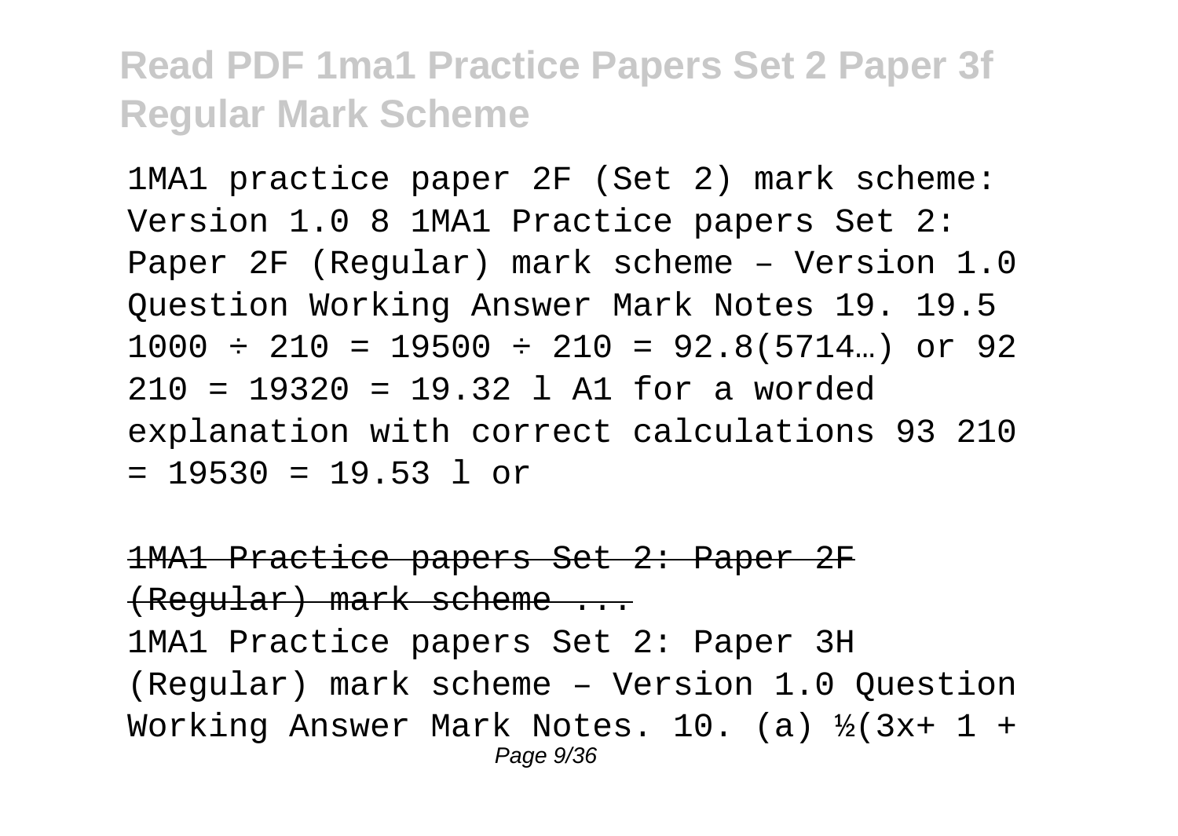1MA1 practice paper 2F (Set 2) mark scheme: Version 1.0 8 1MA1 Practice papers Set 2: Paper 2F (Regular) mark scheme – Version 1.0 Question Working Answer Mark Notes 19. 19.5 $1000 \div 210 = 19500 \div 210 = 92.8(5714…)$ or 92 $210 = 19320 = 19.32$ l A1 for a worded explanation with correct calculations 93 $210 = 19530 = 19.53$ l or

~~1MA1 Practice papers Set 2: Paper 2F (Regular) mark scheme ...~~

1MA1 Practice papers Set 2: Paper 3H (Regular) mark scheme – Version 1.0 Question Working Answer Mark Notes. 10. (a) ½(3x+ 1 +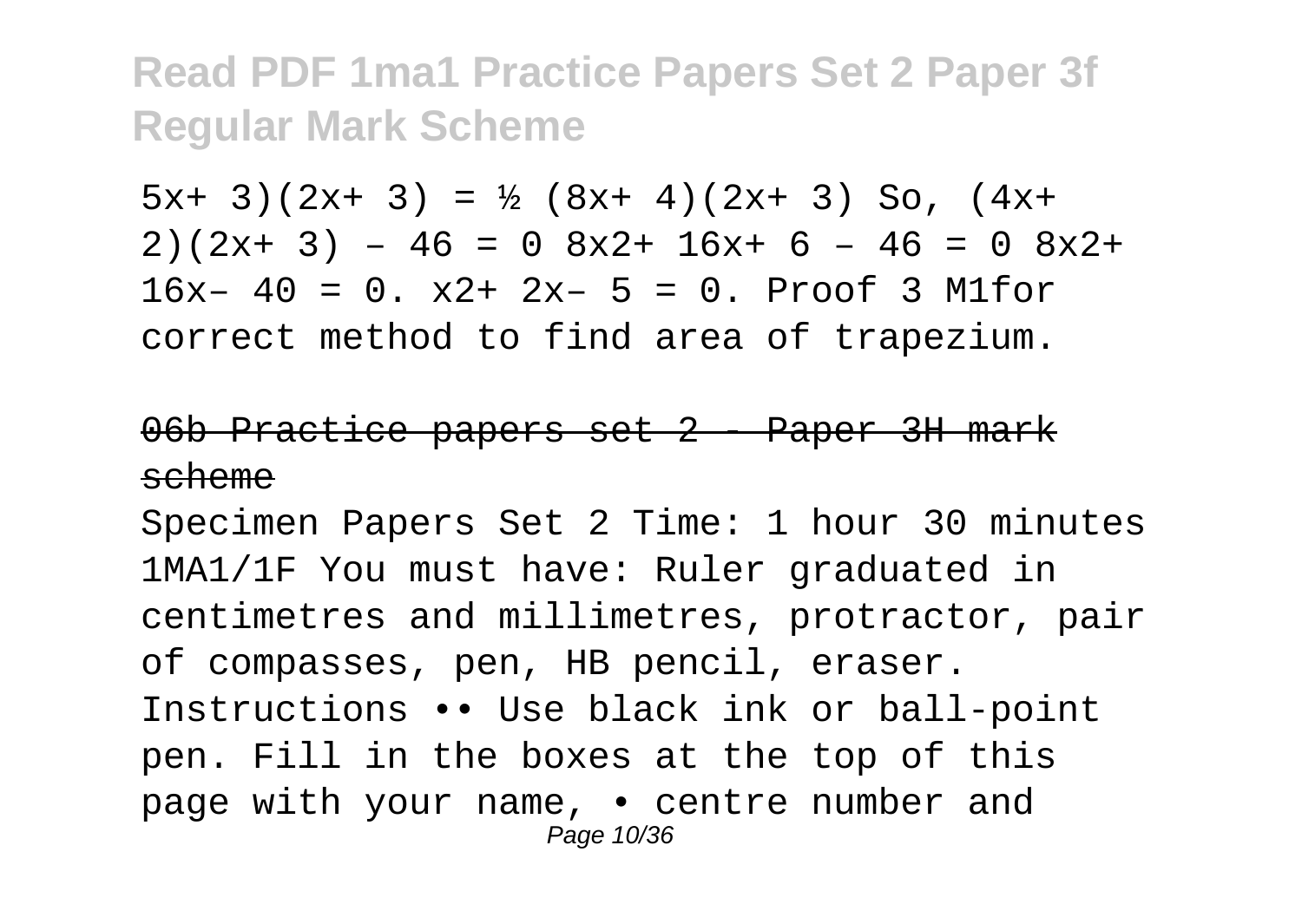# Read PDF 1ma1 Practice Papers Set 2 Paper 3f Regular Mark Scheme

$5x + 3)(2x + 3) = \frac{1}{2}(8x + 4)(2x + 3)$ So, $(4x + 2)(2x + 3) - 46 = 0$ $8x^2 + 16x + 6 - 46 = 0$ $8x^2 + 16x - 40 = 0$. $x^2 + 2x - 5 = 0$. Proof 3 M1for correct method to find area of trapezium.

~~06b Practice papers set 2 - Paper 3H mark scheme~~

Specimen Papers Set 2 Time: 1 hour 30 minutes 1MA1/1F You must have: Ruler graduated in centimetres and millimetres, protractor, pair of compasses, pen, HB pencil, eraser. Instructions •• Use black ink or ball-point pen. Fill in the boxes at the top of this page with your name, • centre number and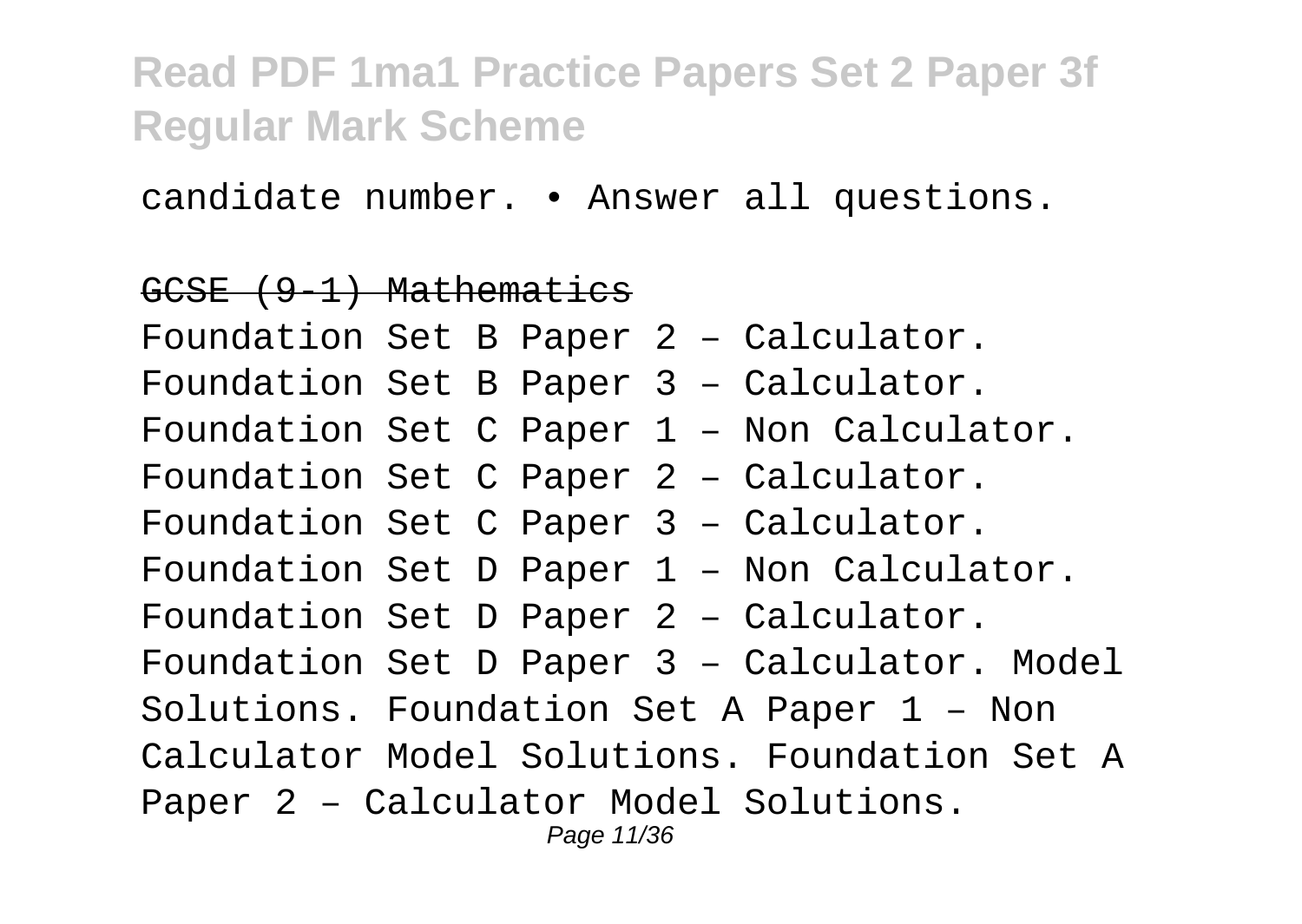candidate number. • Answer all questions.

GCSE (9-1) Mathematics

Foundation Set B Paper 2 – Calculator.
Foundation Set B Paper 3 – Calculator.
Foundation Set C Paper 1 – Non Calculator.
Foundation Set C Paper 2 – Calculator.
Foundation Set C Paper 3 – Calculator.
Foundation Set D Paper 1 – Non Calculator.
Foundation Set D Paper 2 – Calculator.
Foundation Set D Paper 3 – Calculator. Model Solutions. Foundation Set A Paper 1 – Non Calculator Model Solutions. Foundation Set A Paper 2 – Calculator Model Solutions.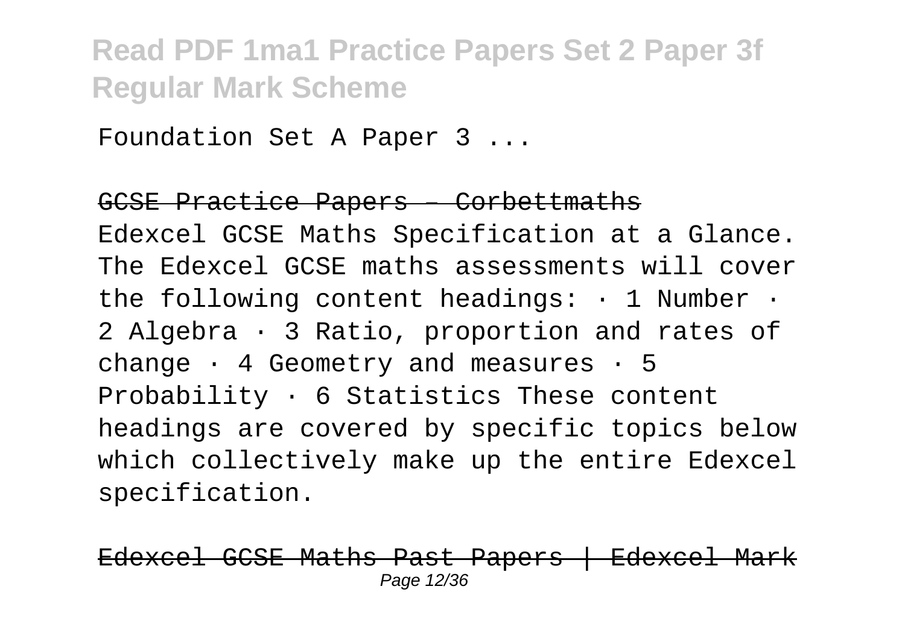Foundation Set A Paper 3 ...

GCSE Practice Papers – Corbettmaths

Edexcel GCSE Maths Specification at a Glance. The Edexcel GCSE maths assessments will cover the following content headings: · 1 Number · 2 Algebra · 3 Ratio, proportion and rates of change · 4 Geometry and measures · 5 Probability · 6 Statistics These content headings are covered by specific topics below which collectively make up the entire Edexcel specification.

Edexcel GCSE Maths Past Papers | Edexcel Mark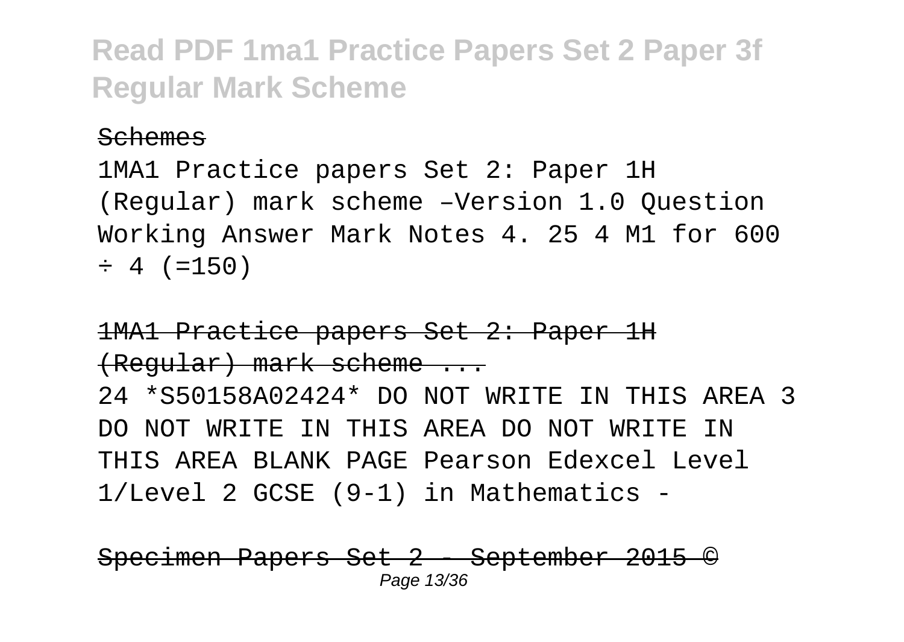Schemes

1MA1 Practice papers Set 2: Paper 1H (Regular) mark scheme –Version 1.0 Question Working Answer Mark Notes 4. 25 4 M1 for 600 ÷ 4 (=150)

1MA1 Practice papers Set 2: Paper 1H (Regular) mark scheme ...

24 *S50158A02424* DO NOT WRITE IN THIS AREA 3 DO NOT WRITE IN THIS AREA DO NOT WRITE IN THIS AREA BLANK PAGE Pearson Edexcel Level 1/Level 2 GCSE (9-1) in Mathematics -

Specimen Papers Set 2 - September 2015 ©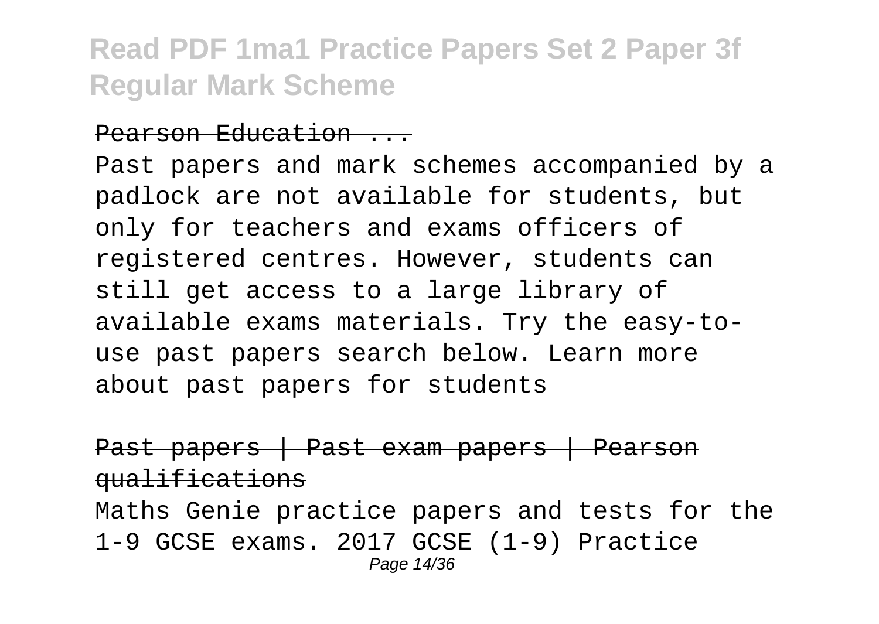Pearson Education ...

Past papers and mark schemes accompanied by a padlock are not available for students, but only for teachers and exams officers of registered centres. However, students can still get access to a large library of available exams materials. Try the easy-to-use past papers search below. Learn more about past papers for students

Past papers | Past exam papers | Pearson qualifications

Maths Genie practice papers and tests for the 1-9 GCSE exams. 2017 GCSE (1-9) Practice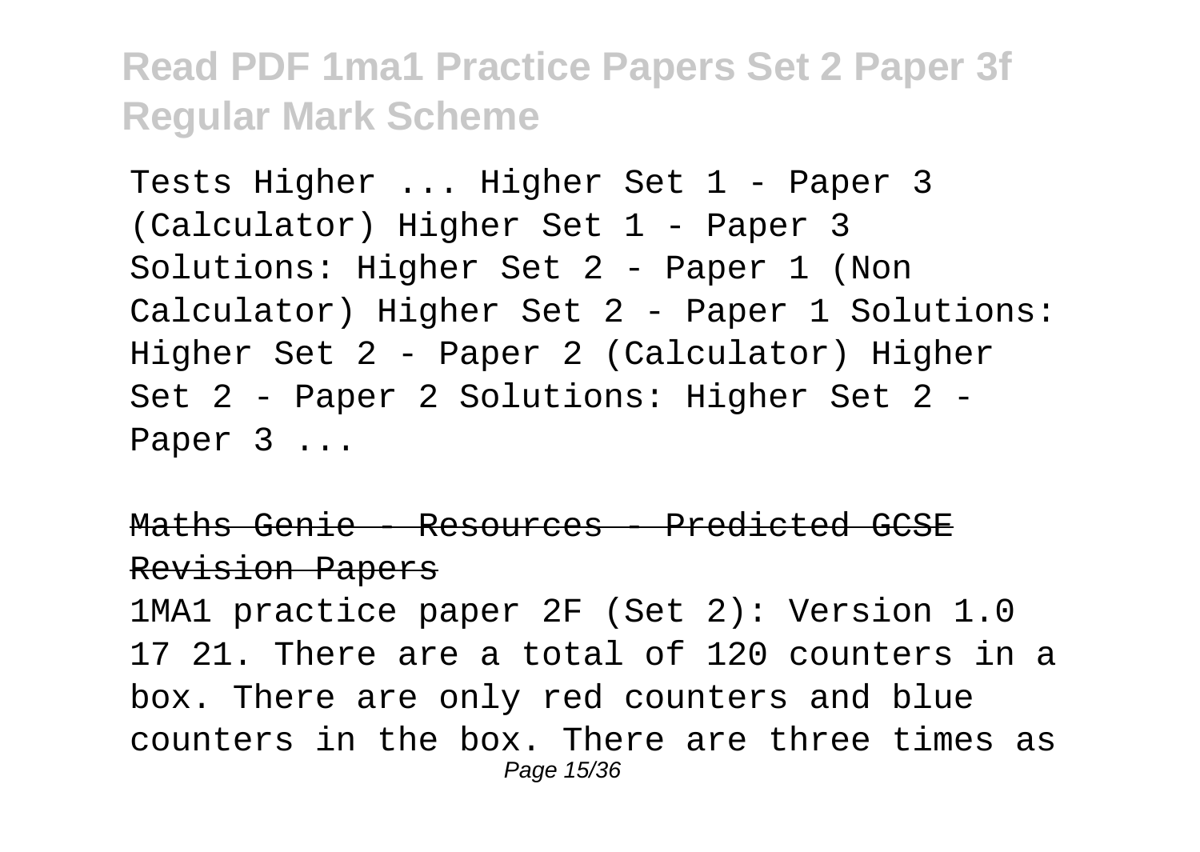Tests Higher ... Higher Set 1 - Paper 3 (Calculator) Higher Set 1 - Paper 3 Solutions: Higher Set 2 - Paper 1 (Non Calculator) Higher Set 2 - Paper 1 Solutions: Higher Set 2 - Paper 2 (Calculator) Higher Set 2 - Paper 2 Solutions: Higher Set 2 - Paper 3 ...

## Maths Genie - Resources - Predicted GCSE Revision Papers

1MA1 practice paper 2F (Set 2): Version 1.0 17 21. There are a total of 120 counters in a box. There are only red counters and blue counters in the box. There are three times as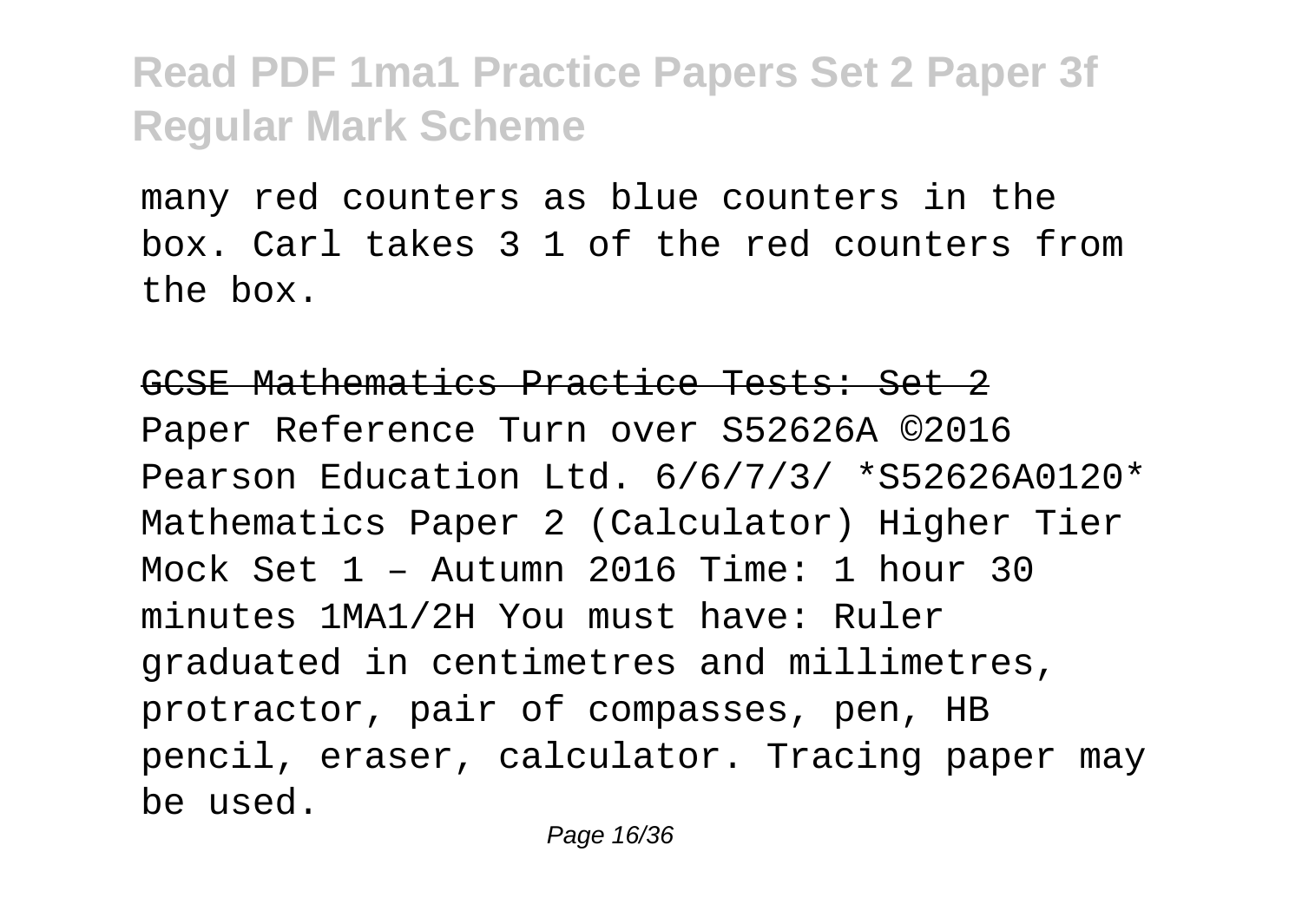many red counters as blue counters in the box. Carl takes 3 1 of the red counters from the box.

## GCSE Mathematics Practice Tests: Set 2

Paper Reference Turn over S52626A ©2016 Pearson Education Ltd. 6/6/7/3/ *S52626A0120* Mathematics Paper 2 (Calculator) Higher Tier Mock Set 1 – Autumn 2016 Time: 1 hour 30 minutes 1MA1/2H You must have: Ruler graduated in centimetres and millimetres, protractor, pair of compasses, pen, HB pencil, eraser, calculator. Tracing paper may be used.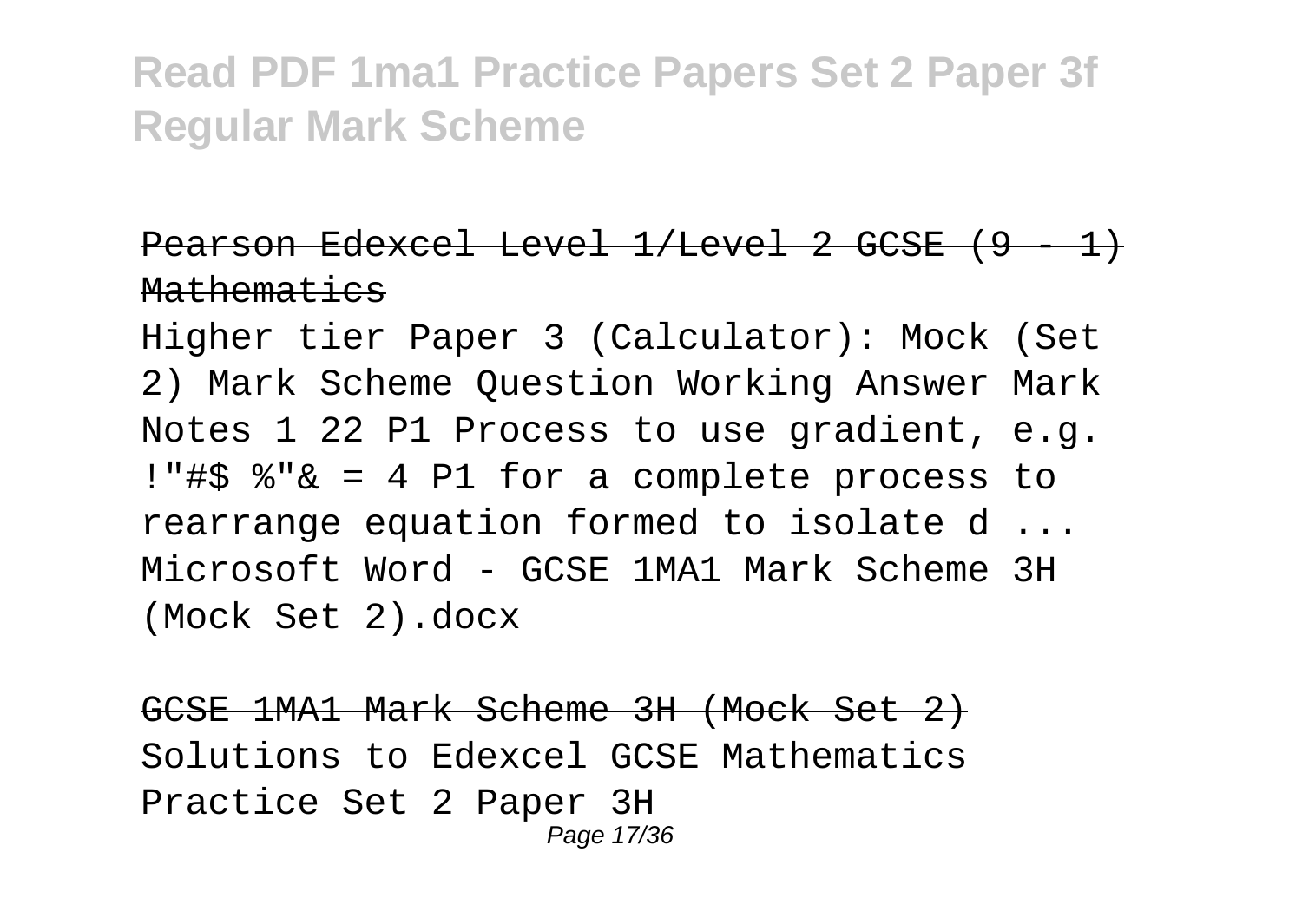Pearson Edexcel Level 1/Level 2 GCSE (9 - 1) Mathematics

Higher tier Paper 3 (Calculator): Mock (Set 2) Mark Scheme Question Working Answer Mark Notes 1 22 P1 Process to use gradient, e.g. !"#$ %"& = 4 P1 for a complete process to rearrange equation formed to isolate d ... Microsoft Word - GCSE 1MA1 Mark Scheme 3H (Mock Set 2).docx

GCSE 1MA1 Mark Scheme 3H (Mock Set 2)

Solutions to Edexcel GCSE Mathematics Practice Set 2 Paper 3H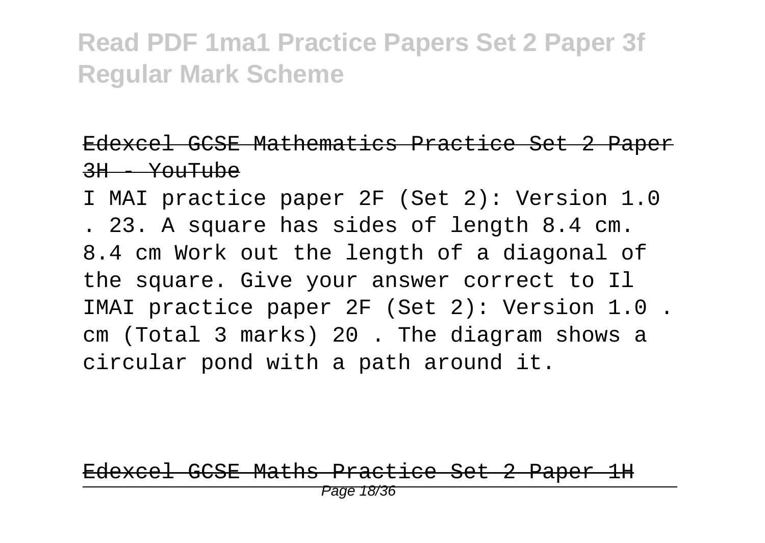Edexcel GCSE Mathematics Practice Set 2 Paper 3H - YouTube

I MAI practice paper 2F (Set 2): Version 1.0 . 23. A square has sides of length 8.4 cm. 8.4 cm Work out the length of a diagonal of the square. Give your answer correct to Il IMAI practice paper 2F (Set 2): Version 1.0 . cm (Total 3 marks) 20 . The diagram shows a circular pond with a path around it.

Edexcel GCSE Maths Practice Set 2 Paper 1H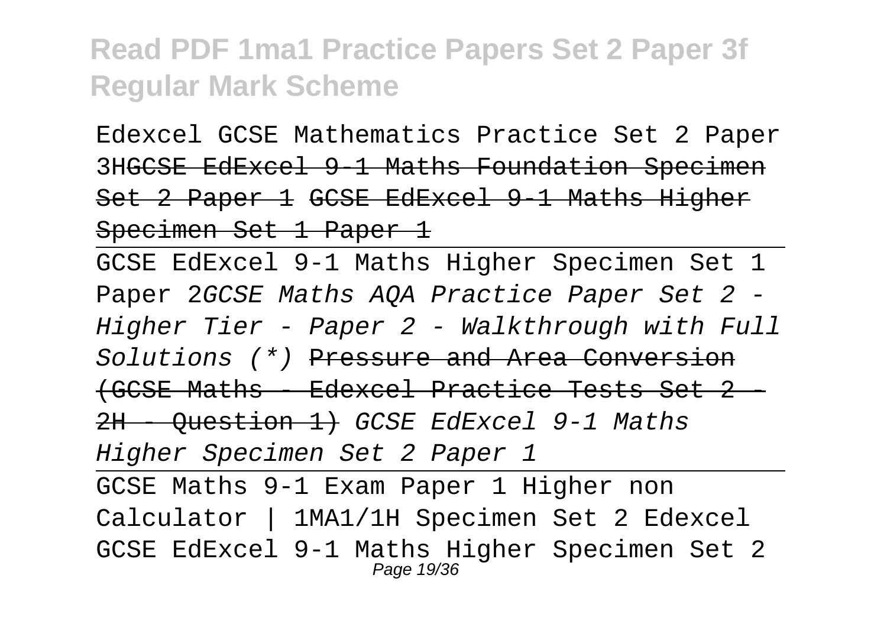# Read PDF 1ma1 Practice Papers Set 2 Paper 3f Regular Mark Scheme

Edexcel GCSE Mathematics Practice Set 2 Paper 3HGCSE EdExcel 9-1 Maths Foundation Specimen Set 2 Paper 1 GCSE EdExcel 9-1 Maths Higher Specimen Set 1 Paper 1

GCSE EdExcel 9-1 Maths Higher Specimen Set 1 Paper 2*GCSE Maths AQA Practice Paper Set 2 - Higher Tier - Paper 2 - Walkthrough with Full Solutions (*)* Pressure and Area Conversion (GCSE Maths - Edexcel Practice Tests Set 2 - 2H - Question 1) *GCSE EdExcel 9-1 Maths Higher Specimen Set 2 Paper 1*

GCSE Maths 9-1 Exam Paper 1 Higher non Calculator | 1MA1/1H Specimen Set 2 Edexcel

GCSE EdExcel 9-1 Maths Higher Specimen Set 2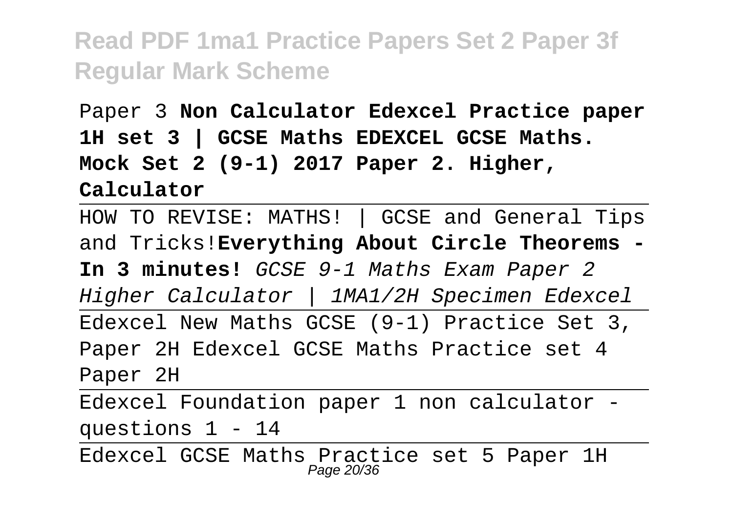Paper 3 **Non Calculator Edexcel Practice paper 1H set 3 | GCSE Maths EDEXCEL GCSE Maths. Mock Set 2 (9-1) 2017 Paper 2. Higher, Calculator**

---

HOW TO REVISE: MATHS! | GCSE and General Tips and Tricks!**Everything About Circle Theorems - In 3 minutes!** *GCSE 9-1 Maths Exam Paper 2 Higher Calculator | 1MA1/2H Specimen Edexcel*

---

Edexcel New Maths GCSE (9-1) Practice Set 3, Paper 2H Edexcel GCSE Maths Practice set 4 Paper 2H

---

Edexcel Foundation paper 1 non calculator - questions 1 - 14

---

Edexcel GCSE Maths Practice set 5 Paper 1H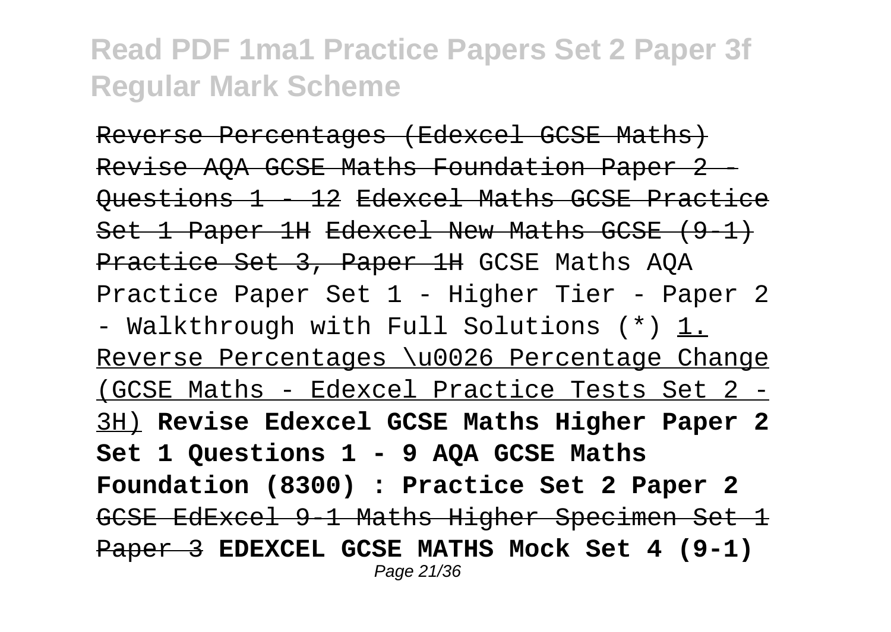Reverse Percentages (Edexcel GCSE Maths) Revise AQA GCSE Maths Foundation Paper 2 - Questions 1 - 12 Edexcel Maths GCSE Practice Set 1 Paper 1H Edexcel New Maths GCSE (9-1) Practice Set 3, Paper 1H GCSE Maths AQA Practice Paper Set 1 - Higher Tier - Paper 2 - Walkthrough with Full Solutions (*) 1. Reverse Percentages \u0026 Percentage Change (GCSE Maths - Edexcel Practice Tests Set 2 - 3H) **Revise Edexcel GCSE Maths Higher Paper 2 Set 1 Questions 1 - 9 AQA GCSE Maths Foundation (8300) : Practice Set 2 Paper 2** GCSE EdExcel 9-1 Maths Higher Specimen Set 1 Paper 3 **EDEXCEL GCSE MATHS Mock Set 4 (9-1)**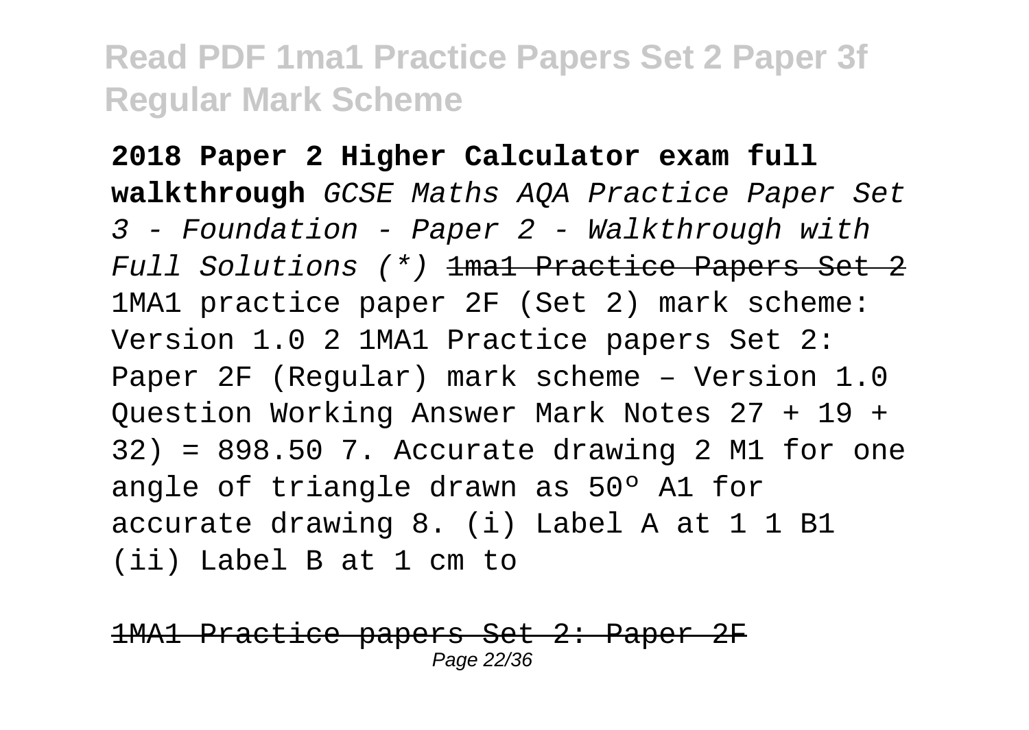**2018 Paper 2 Higher Calculator exam full walkthrough** *GCSE Maths AQA Practice Paper Set 3 - Foundation - Paper 2 - Walkthrough with Full Solutions (*)* ~~1ma1 Practice Papers Set 2~~ 1MA1 practice paper 2F (Set 2) mark scheme: Version 1.0 2 1MA1 Practice papers Set 2: Paper 2F (Regular) mark scheme – Version 1.0 Question Working Answer Mark Notes 27 + 19 + 32) = 898.50 7. Accurate drawing 2 M1 for one angle of triangle drawn as 50º A1 for accurate drawing 8. (i) Label A at 1 1 B1 (ii) Label B at 1 cm to

~~1MA1 Practice papers Set 2: Paper 2F~~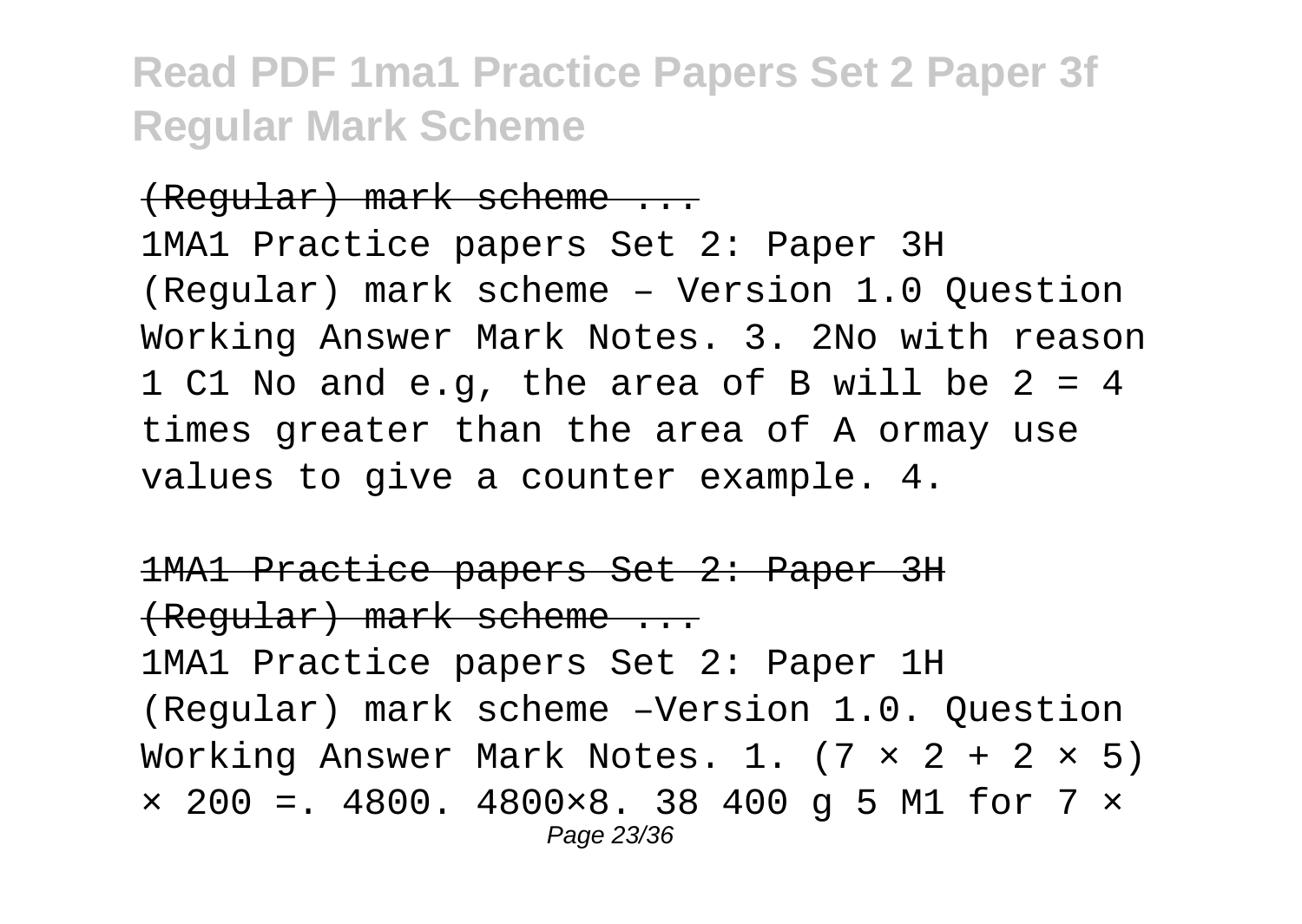# Read PDF 1ma1 Practice Papers Set 2 Paper 3f Regular Mark Scheme

(Regular) mark scheme ...

1MA1 Practice papers Set 2: Paper 3H (Regular) mark scheme – Version 1.0 Question Working Answer Mark Notes. 3. 2No with reason 1 C1 No and e.g, the area of B will be 2 = 4 times greater than the area of A ormay use values to give a counter example. 4.

1MA1 Practice papers Set 2: Paper 3H (Regular) mark scheme ...

1MA1 Practice papers Set 2: Paper 1H (Regular) mark scheme –Version 1.0. Question Working Answer Mark Notes. 1. $(7 \times 2 + 2 \times 5) \times 200 =$. 4800. $4800 \times 8$. 38 400 g 5 M1 for $7 \times$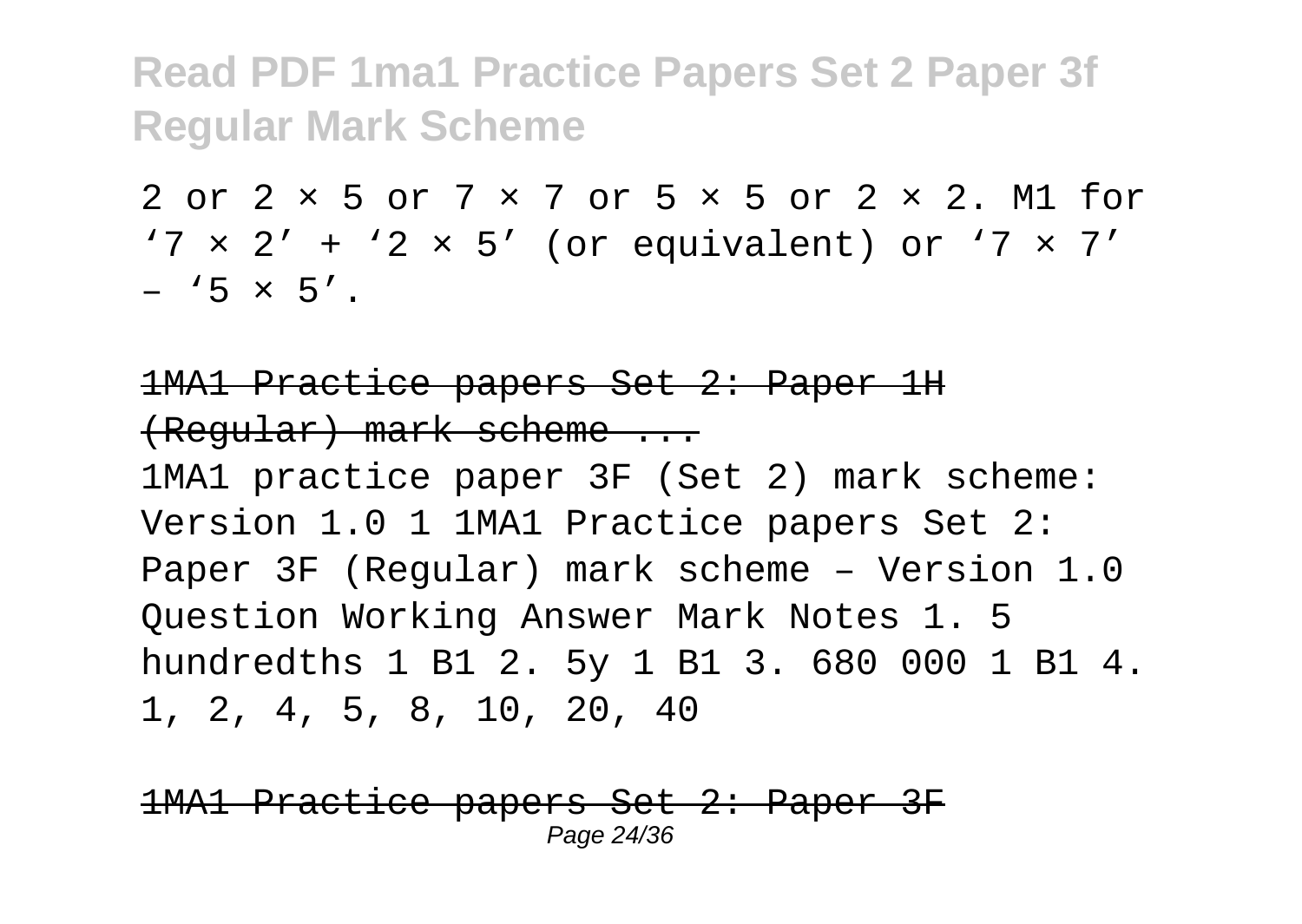2 or 2 × 5 or 7 × 7 or 5 × 5 or 2 × 2. M1 for '7 × 2' + '2 × 5' (or equivalent) or '7 × 7' – '5 × 5'.

1MA1 Practice papers Set 2: Paper 1H (Regular) mark scheme ...

1MA1 practice paper 3F (Set 2) mark scheme: Version 1.0 1 1MA1 Practice papers Set 2: Paper 3F (Regular) mark scheme – Version 1.0 Question Working Answer Mark Notes 1. 5 hundredths 1 B1 2. 5y 1 B1 3. 680 000 1 B1 4. 1, 2, 4, 5, 8, 10, 20, 40

1MA1 Practice papers Set 2: Paper 3F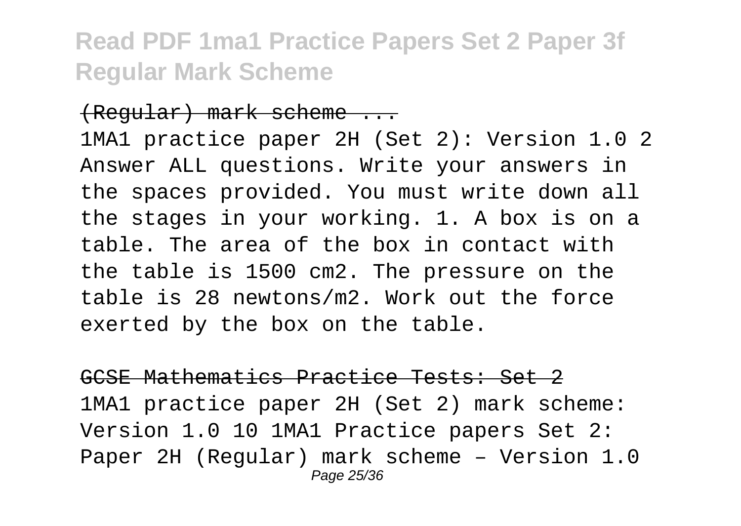(Regular) mark scheme ...

1MA1 practice paper 2H (Set 2): Version 1.0 2 Answer ALL questions. Write your answers in the spaces provided. You must write down all the stages in your working. 1. A box is on a table. The area of the box in contact with the table is 1500 cm2. The pressure on the table is 28 newtons/m2. Work out the force exerted by the box on the table.

GCSE Mathematics Practice Tests: Set 2

1MA1 practice paper 2H (Set 2) mark scheme: Version 1.0 10 1MA1 Practice papers Set 2: Paper 2H (Regular) mark scheme – Version 1.0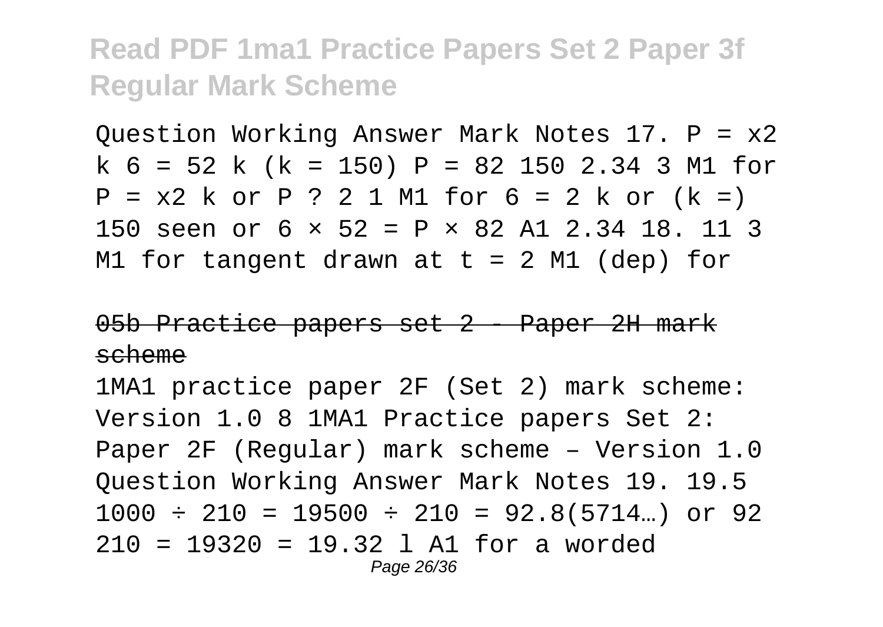## Read PDF 1ma1 Practice Papers Set 2 Paper 3f Regular Mark Scheme

Question Working Answer Mark Notes 17. P = x2 k 6 = 52 k (k = 150) P = 82 150 2.34 3 M1 for P = x2 k or P ? 2 1 M1 for 6 = 2 k or (k =) 150 seen or 6 × 52 = P × 82 A1 2.34 18. 11 3 M1 for tangent drawn at t = 2 M1 (dep) for

~~05b Practice papers set 2 - Paper 2H mark scheme~~

1MA1 practice paper 2F (Set 2) mark scheme: Version 1.0 8 1MA1 Practice papers Set 2: Paper 2F (Regular) mark scheme – Version 1.0 Question Working Answer Mark Notes 19. 19.5 1000 ÷ 210 = 19500 ÷ 210 = 92.8(5714…) or 92 210 = 19320 = 19.32 l A1 for a worded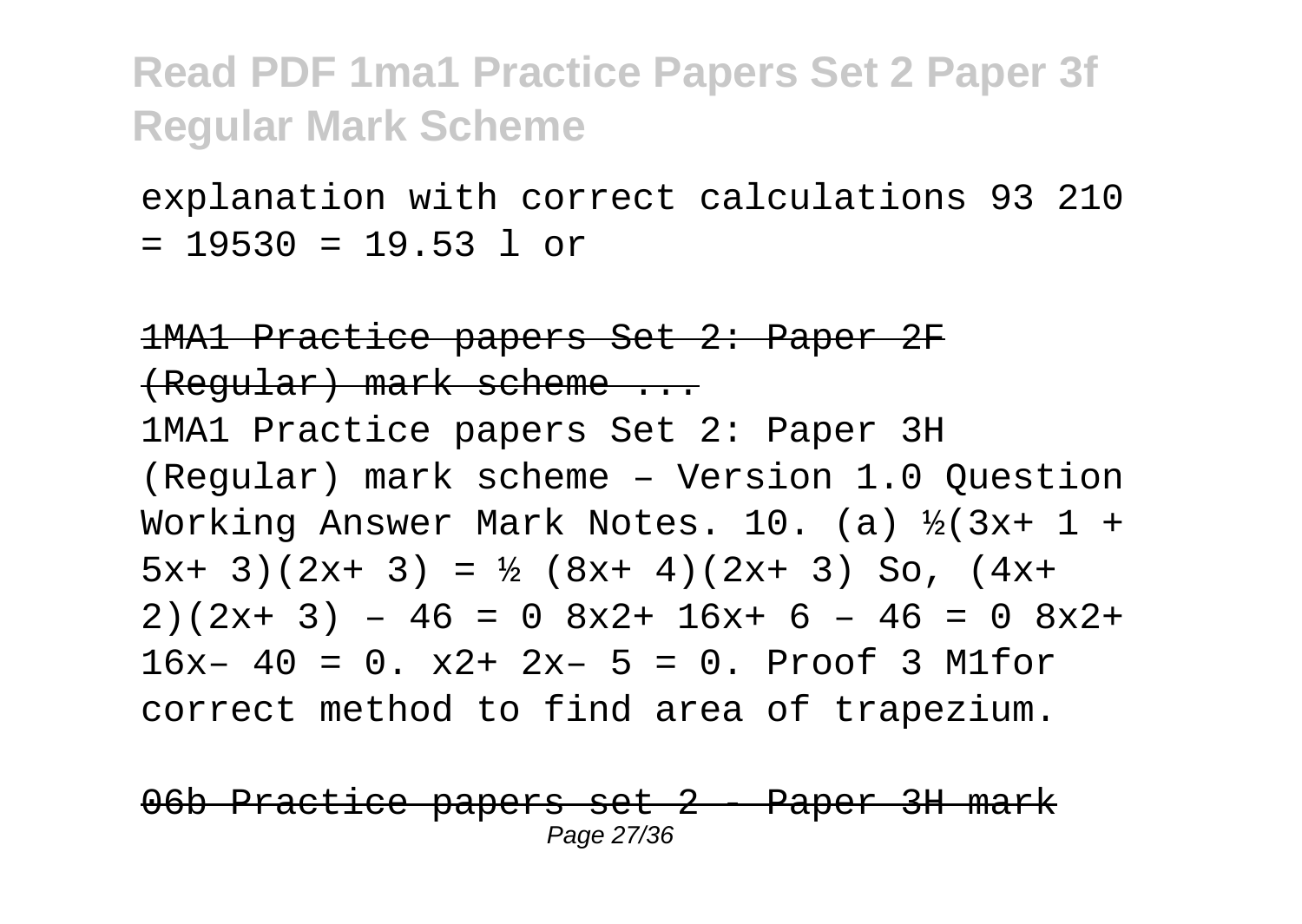explanation with correct calculations 93 210 = 19530 = 19.53 l or

1MA1 Practice papers Set 2: Paper 2F (Regular) mark scheme ...

1MA1 Practice papers Set 2: Paper 3H (Regular) mark scheme – Version 1.0 Question Working Answer Mark Notes. 10. (a) $\frac{1}{2}(3x+ 1 + 5x+ 3)(2x+ 3) = \frac{1}{2} (8x+ 4)(2x+ 3)$ So, $(4x+ 2)(2x+ 3) – 46 = 0$ $8x^2+ 16x+ 6 – 46 = 0$ $8x^2+ 16x– 40 = 0$. $x^2+ 2x– 5 = 0$. Proof 3 M1for correct method to find area of trapezium.

06b Practice papers set 2 - Paper 3H mark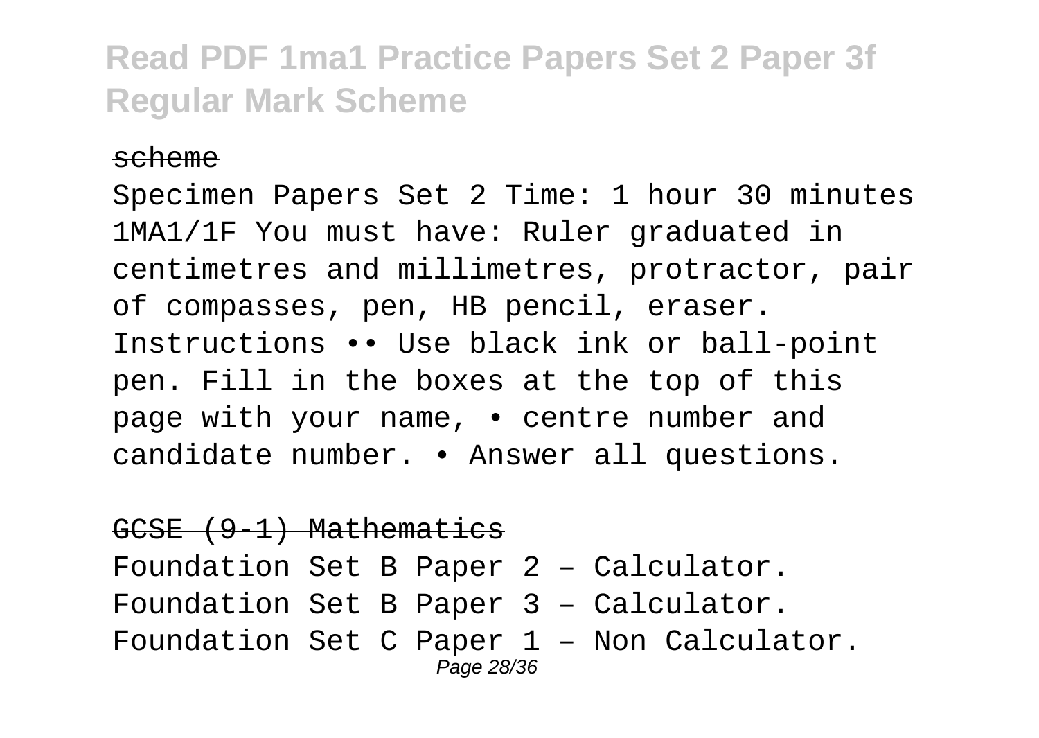scheme

Specimen Papers Set 2 Time: 1 hour 30 minutes 1MA1/1F You must have: Ruler graduated in centimetres and millimetres, protractor, pair of compasses, pen, HB pencil, eraser. Instructions •• Use black ink or ball-point pen. Fill in the boxes at the top of this page with your name, • centre number and candidate number. • Answer all questions.

GCSE (9-1) Mathematics

Foundation Set B Paper 2 – Calculator.
Foundation Set B Paper 3 – Calculator.
Foundation Set C Paper 1 – Non Calculator.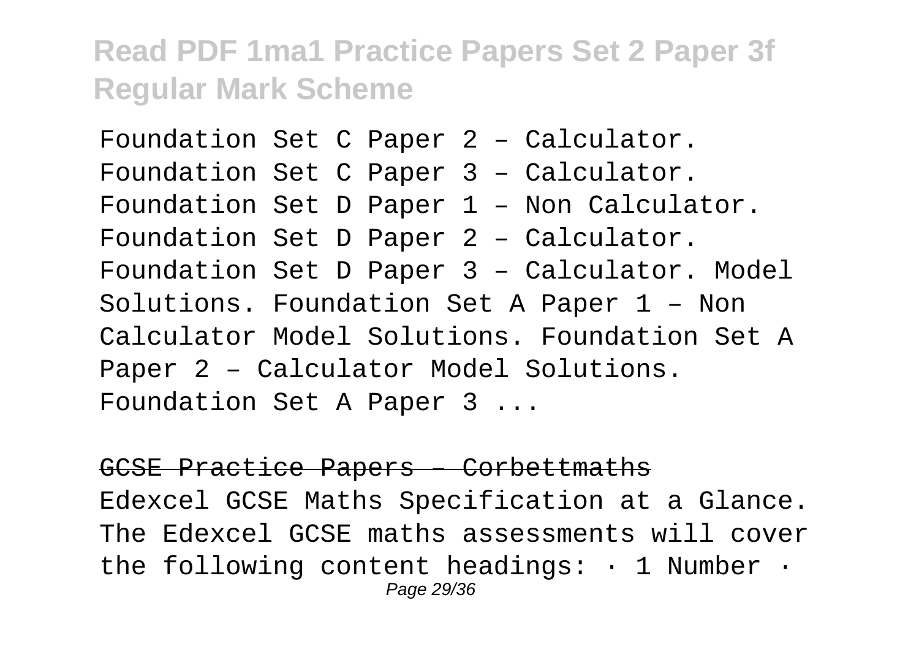Foundation Set C Paper 2 – Calculator. Foundation Set C Paper 3 – Calculator. Foundation Set D Paper 1 – Non Calculator. Foundation Set D Paper 2 – Calculator. Foundation Set D Paper 3 – Calculator. Model Solutions. Foundation Set A Paper 1 – Non Calculator Model Solutions. Foundation Set A Paper 2 – Calculator Model Solutions. Foundation Set A Paper 3 ...

## GCSE Practice Papers – Corbettmaths

Edexcel GCSE Maths Specification at a Glance. The Edexcel GCSE maths assessments will cover the following content headings: · 1 Number ·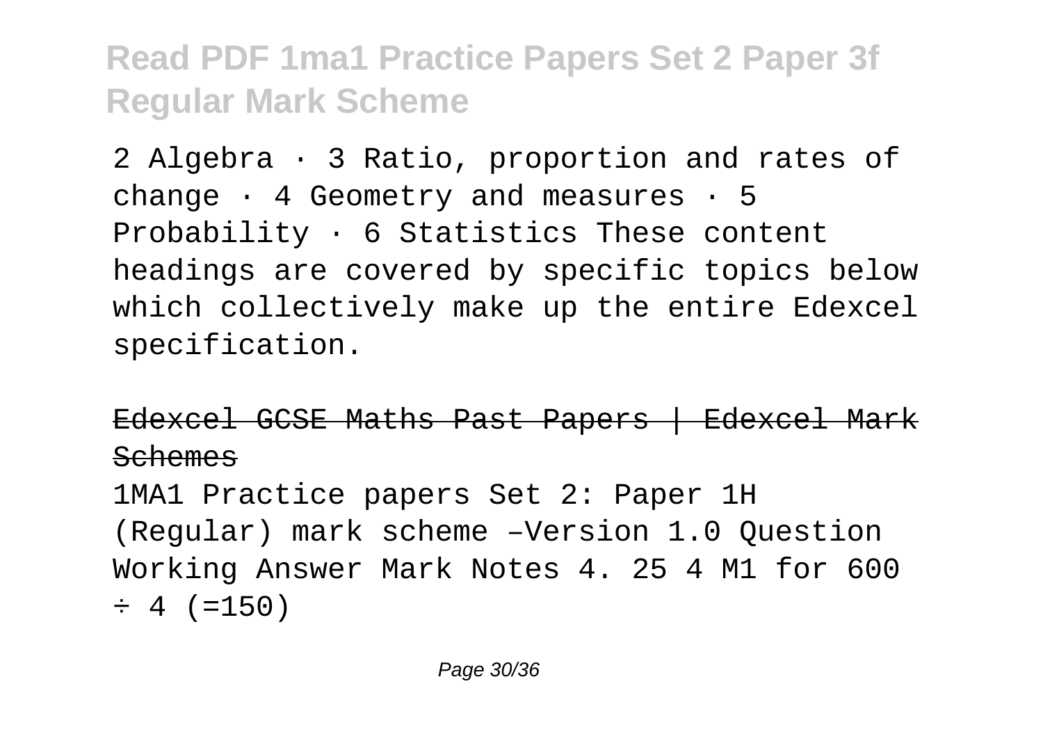2 Algebra · 3 Ratio, proportion and rates of change · 4 Geometry and measures · 5 Probability · 6 Statistics These content headings are covered by specific topics below which collectively make up the entire Edexcel specification.

## Edexcel GCSE Maths Past Papers | Edexcel Mark Schemes

1MA1 Practice papers Set 2: Paper 1H (Regular) mark scheme –Version 1.0 Question Working Answer Mark Notes 4. 25 4 M1 for 600 ÷ 4 (=150)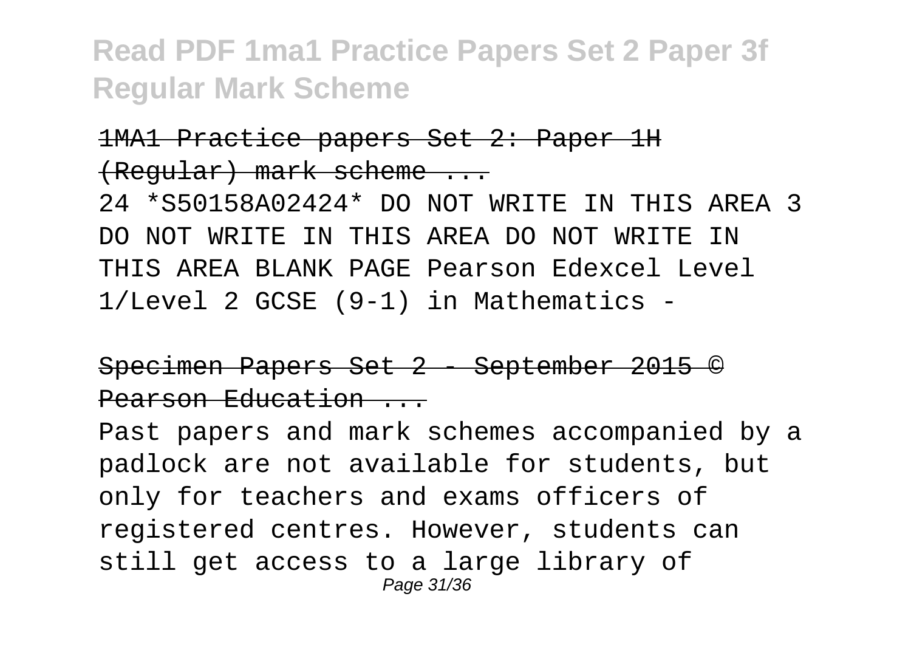1MA1 Practice papers Set 2: Paper 1H (Regular) mark scheme ...

24 *S50158A02424* DO NOT WRITE IN THIS AREA 3 DO NOT WRITE IN THIS AREA DO NOT WRITE IN THIS AREA BLANK PAGE Pearson Edexcel Level 1/Level 2 GCSE (9-1) in Mathematics -

Specimen Papers Set 2 - September 2015 © Pearson Education ...

Past papers and mark schemes accompanied by a padlock are not available for students, but only for teachers and exams officers of registered centres. However, students can still get access to a large library of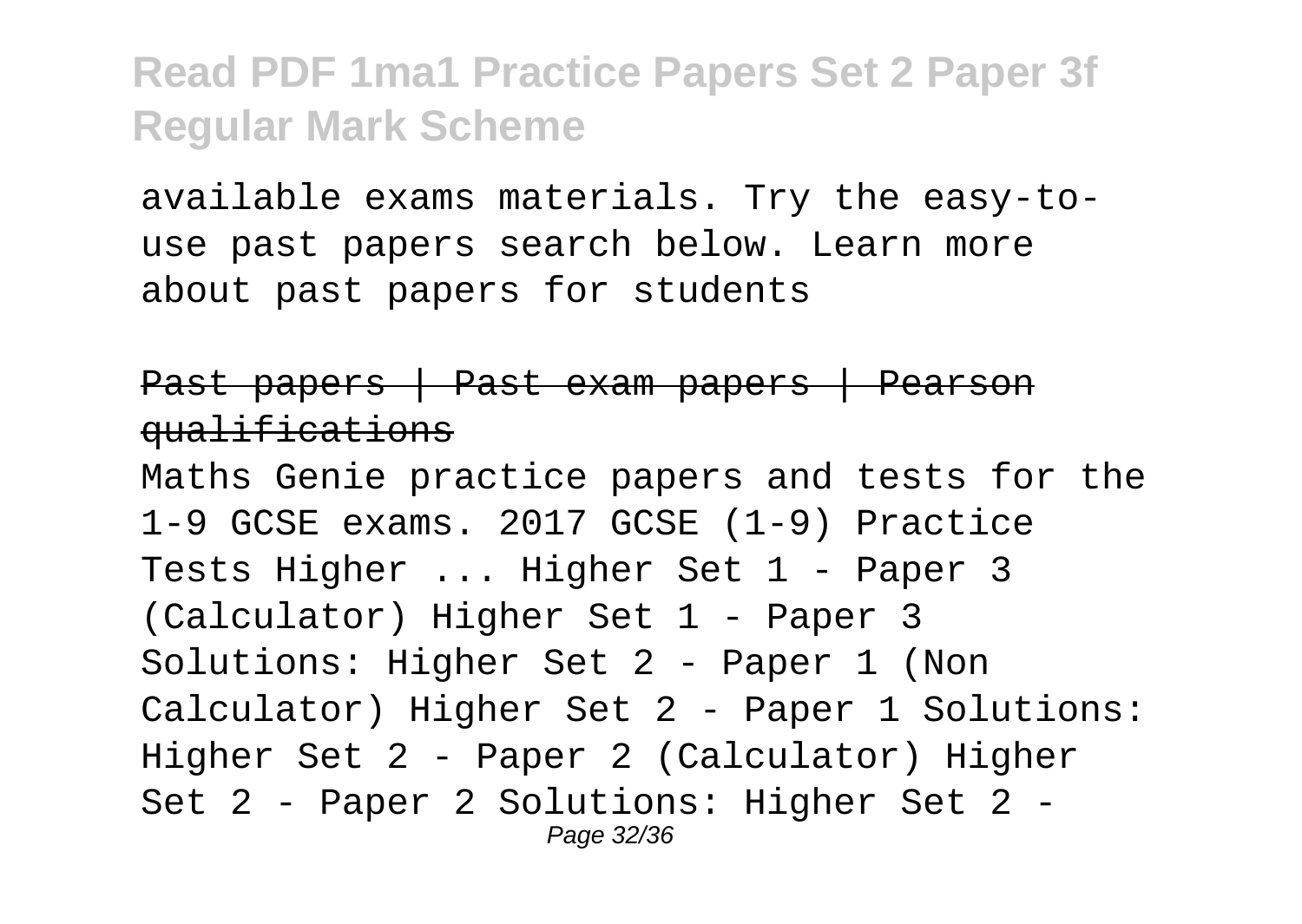available exams materials. Try the easy-to-use past papers search below. Learn more about past papers for students

## ~~Past papers | Past exam papers | Pearson qualifications~~

Maths Genie practice papers and tests for the 1-9 GCSE exams. 2017 GCSE (1-9) Practice Tests Higher ... Higher Set 1 - Paper 3 (Calculator) Higher Set 1 - Paper 3 Solutions: Higher Set 2 - Paper 1 (Non Calculator) Higher Set 2 - Paper 1 Solutions: Higher Set 2 - Paper 2 (Calculator) Higher Set 2 - Paper 2 Solutions: Higher Set 2 -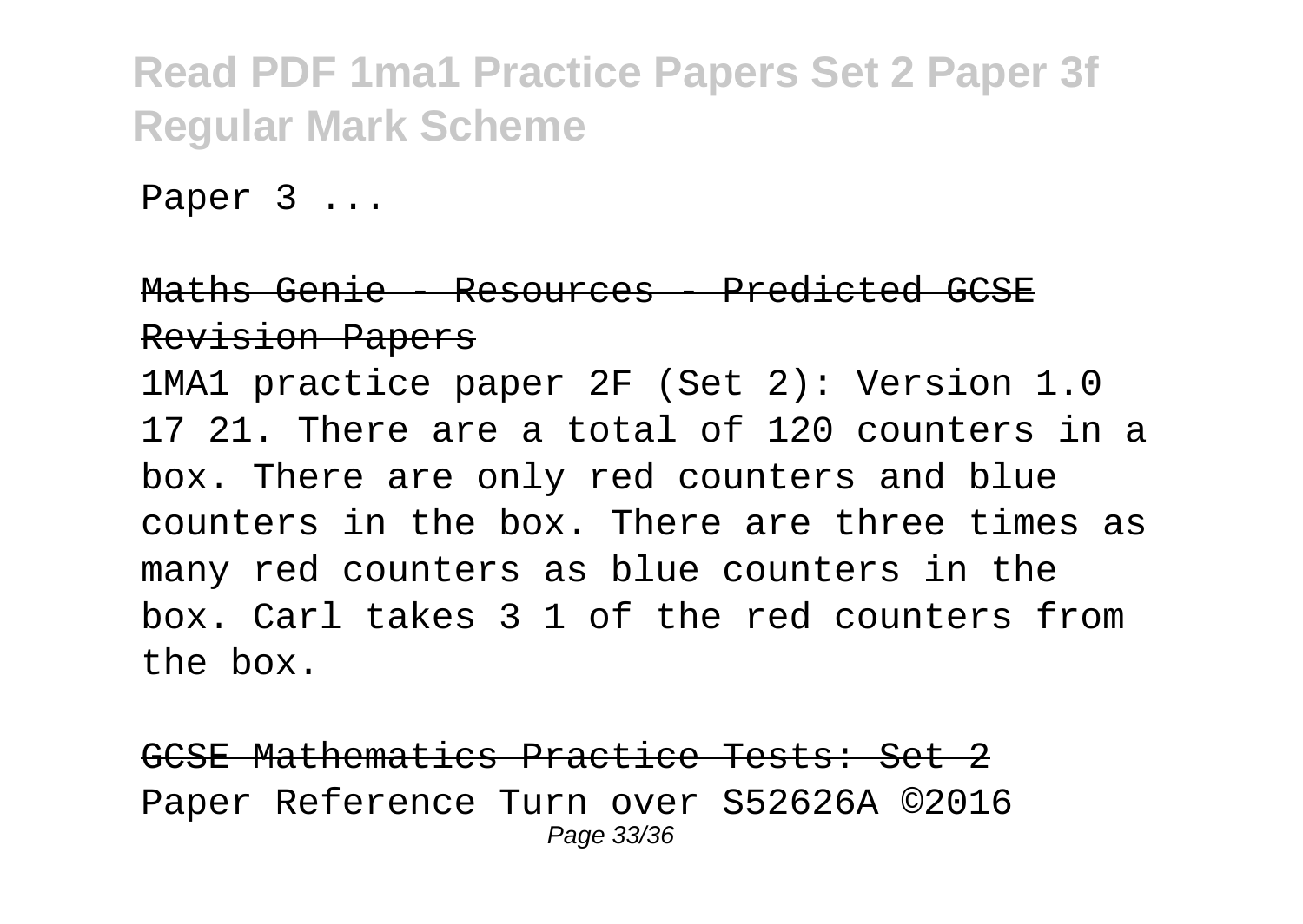Paper 3 ...

Maths Genie - Resources - Predicted GCSE Revision Papers

1MA1 practice paper 2F (Set 2): Version 1.0 17 21. There are a total of 120 counters in a box. There are only red counters and blue counters in the box. There are three times as many red counters as blue counters in the box. Carl takes 3 1 of the red counters from the box.

GCSE Mathematics Practice Tests: Set 2

Paper Reference Turn over S52626A ©2016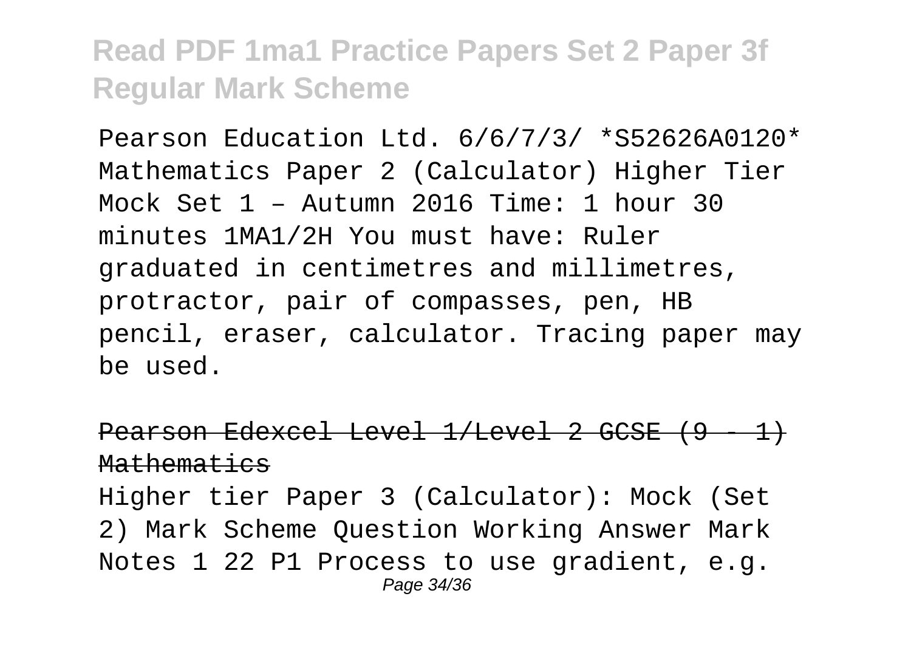Pearson Education Ltd. 6/6/7/3/ *S52626A0120* Mathematics Paper 2 (Calculator) Higher Tier Mock Set 1 – Autumn 2016 Time: 1 hour 30 minutes 1MA1/2H You must have: Ruler graduated in centimetres and millimetres, protractor, pair of compasses, pen, HB pencil, eraser, calculator. Tracing paper may be used.

## ~~Pearson Edexcel Level 1/Level 2 GCSE (9 - 1) Mathematics~~

Higher tier Paper 3 (Calculator): Mock (Set 2) Mark Scheme Question Working Answer Mark Notes 1 22 P1 Process to use gradient, e.g.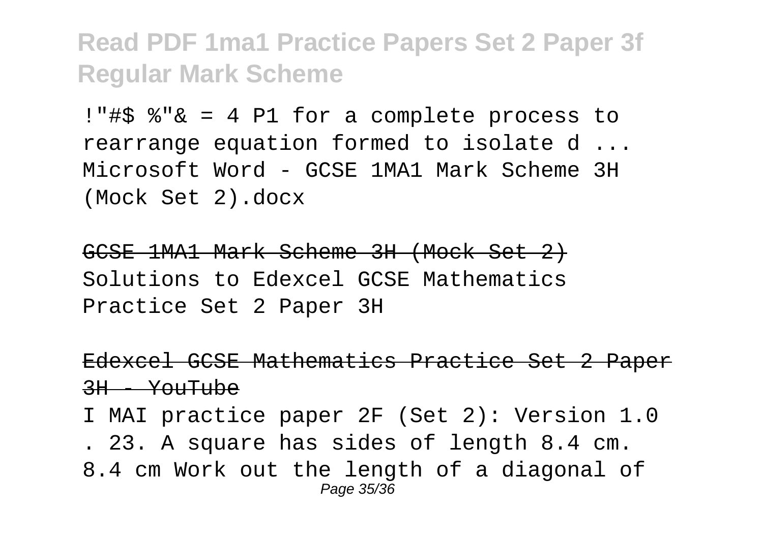!"#$ %"& = 4 P1 for a complete process to rearrange equation formed to isolate d ... Microsoft Word - GCSE 1MA1 Mark Scheme 3H (Mock Set 2).docx

GCSE 1MA1 Mark Scheme 3H (Mock Set 2)

Solutions to Edexcel GCSE Mathematics Practice Set 2 Paper 3H

Edexcel GCSE Mathematics Practice Set 2 Paper 3H - YouTube

I MAI practice paper 2F (Set 2): Version 1.0 . 23. A square has sides of length 8.4 cm. 8.4 cm Work out the length of a diagonal of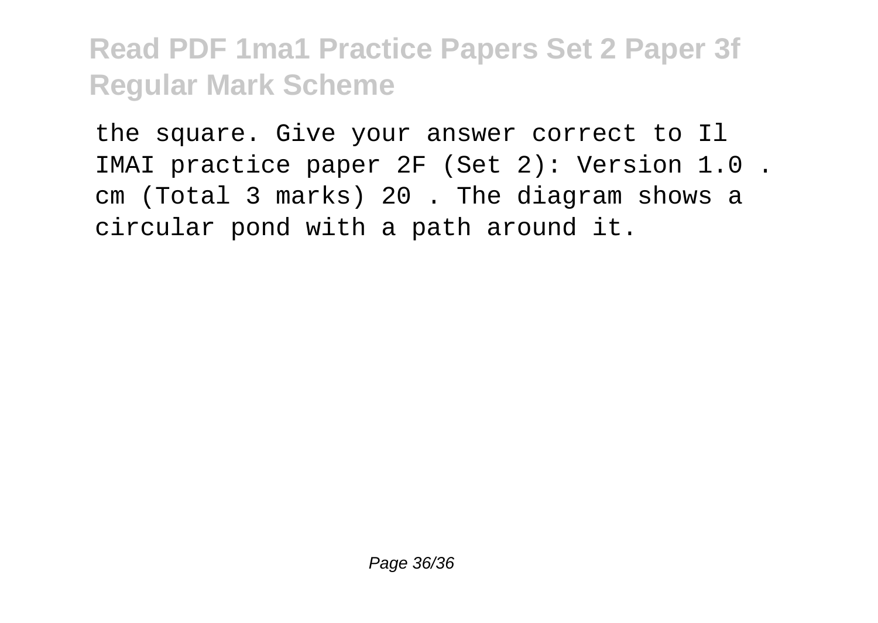the square. Give your answer correct to Il IMAI practice paper 2F (Set 2): Version 1.0 . cm (Total 3 marks) 20 . The diagram shows a circular pond with a path around it.